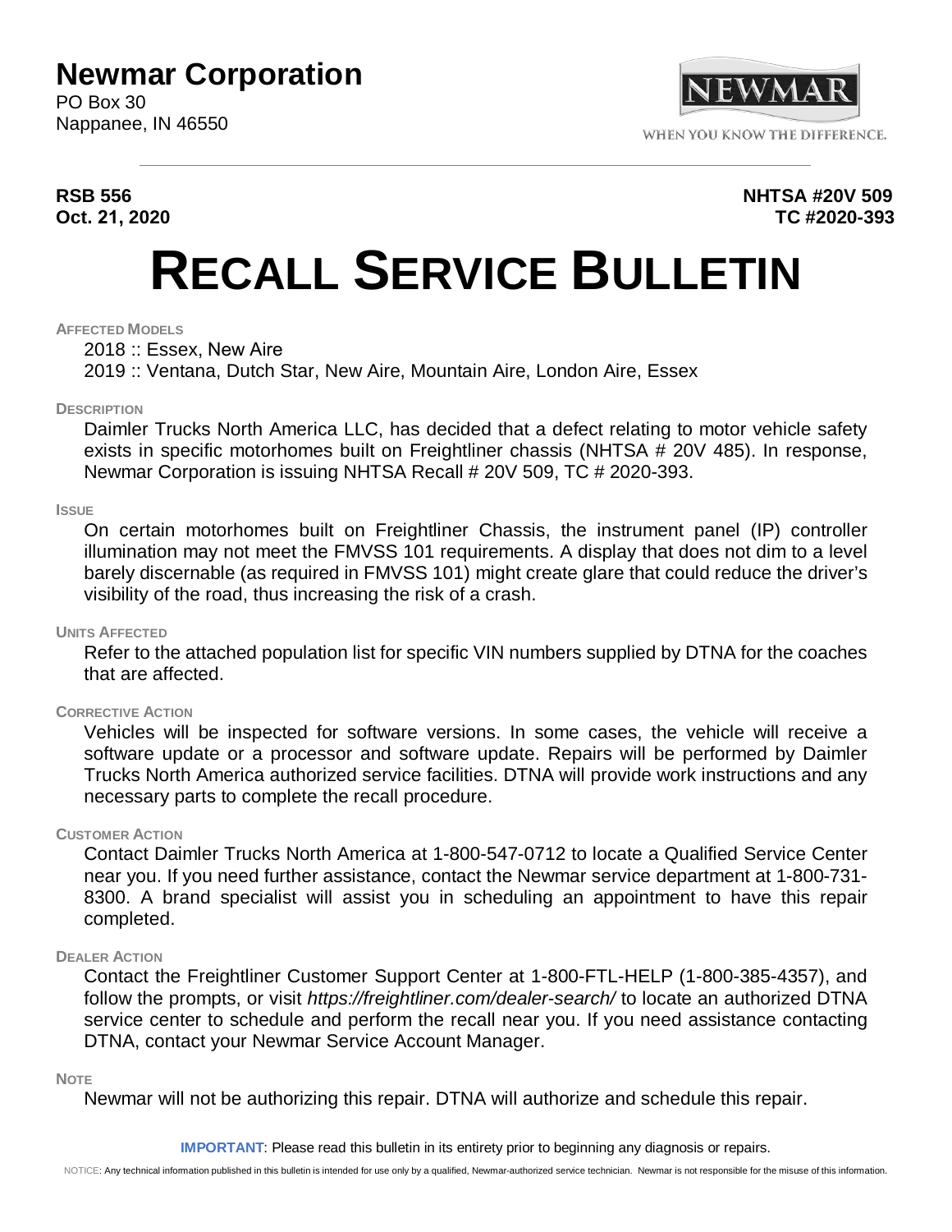# Newmar Corporation

PO Box 30
Nappanee, IN 46550

WHEN YOU KNOW THE DIFFERENCE.

**RSB 556**
**Oct. 21, 2020**

**NHTSA #20V 509**
**TC #2020-393**

# RECALL SERVICE BULLETIN

#### AFFECTED MODELS

2018 :: Essex, New Aire
2019 :: Ventana, Dutch Star, New Aire, Mountain Aire, London Aire, Essex

#### DESCRIPTION

Daimler Trucks North America LLC, has decided that a defect relating to motor vehicle safety exists in specific motorhomes built on Freightliner chassis (NHTSA # 20V 485). In response, Newmar Corporation is issuing NHTSA Recall # 20V 509, TC # 2020-393.

#### ISSUE

On certain motorhomes built on Freightliner Chassis, the instrument panel (IP) controller illumination may not meet the FMVSS 101 requirements. A display that does not dim to a level barely discernable (as required in FMVSS 101) might create glare that could reduce the driver's visibility of the road, thus increasing the risk of a crash.

#### UNITS AFFECTED

Refer to the attached population list for specific VIN numbers supplied by DTNA for the coaches that are affected.

#### CORRECTIVE ACTION

Vehicles will be inspected for software versions. In some cases, the vehicle will receive a software update or a processor and software update. Repairs will be performed by Daimler Trucks North America authorized service facilities. DTNA will provide work instructions and any necessary parts to complete the recall procedure.

#### CUSTOMER ACTION

Contact Daimler Trucks North America at 1-800-547-0712 to locate a Qualified Service Center near you. If you need further assistance, contact the Newmar service department at 1-800-731-8300. A brand specialist will assist you in scheduling an appointment to have this repair completed.

#### DEALER ACTION

Contact the Freightliner Customer Support Center at 1-800-FTL-HELP (1-800-385-4357), and follow the prompts, or visit *https://freightliner.com/dealer-search/* to locate an authorized DTNA service center to schedule and perform the recall near you. If you need assistance contacting DTNA, contact your Newmar Service Account Manager.

#### NOTE

Newmar will not be authorizing this repair. DTNA will authorize and schedule this repair.

**IMPORTANT**: Please read this bulletin in its entirety prior to beginning any diagnosis or repairs.

NOTICE: Any technical information published in this bulletin is intended for use only by a qualified, Newmar-authorized service technician. Newmar is not responsible for the misuse of this information.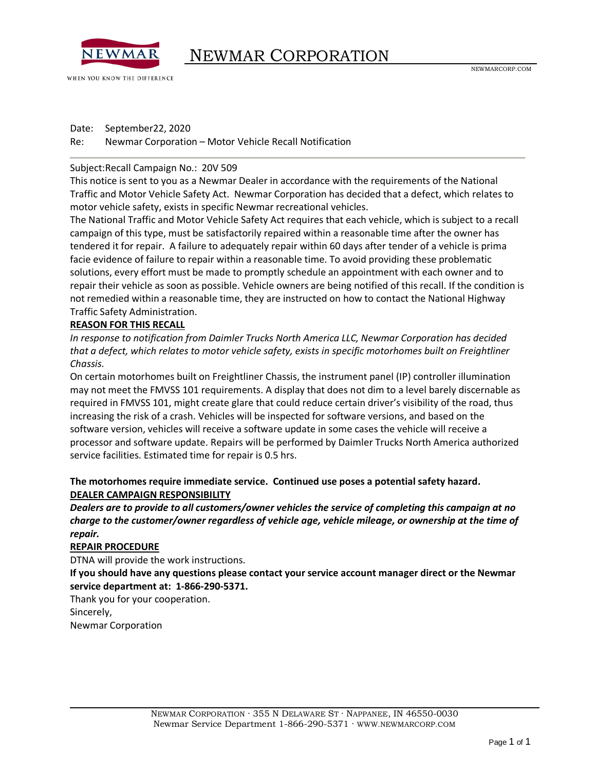# NEWMAR CORPORATION

NEWMARCORP.COM

Date: September22, 2020

Re: Newmar Corporation – Motor Vehicle Recall Notification

---

Subject:Recall Campaign No.: 20V 509

This notice is sent to you as a Newmar Dealer in accordance with the requirements of the National Traffic and Motor Vehicle Safety Act. Newmar Corporation has decided that a defect, which relates to motor vehicle safety, exists in specific Newmar recreational vehicles.

The National Traffic and Motor Vehicle Safety Act requires that each vehicle, which is subject to a recall campaign of this type, must be satisfactorily repaired within a reasonable time after the owner has tendered it for repair. A failure to adequately repair within 60 days after tender of a vehicle is prima facie evidence of failure to repair within a reasonable time. To avoid providing these problematic solutions, every effort must be made to promptly schedule an appointment with each owner and to repair their vehicle as soon as possible. Vehicle owners are being notified of this recall. If the condition is not remedied within a reasonable time, they are instructed on how to contact the National Highway Traffic Safety Administration.

**REASON FOR THIS RECALL**

*In response to notification from Daimler Trucks North America LLC, Newmar Corporation has decided that a defect, which relates to motor vehicle safety, exists in specific motorhomes built on Freightliner Chassis.*

On certain motorhomes built on Freightliner Chassis, the instrument panel (IP) controller illumination may not meet the FMVSS 101 requirements. A display that does not dim to a level barely discernable as required in FMVSS 101, might create glare that could reduce certain driver's visibility of the road, thus increasing the risk of a crash. Vehicles will be inspected for software versions, and based on the software version, vehicles will receive a software update in some cases the vehicle will receive a processor and software update. Repairs will be performed by Daimler Trucks North America authorized service facilities. Estimated time for repair is 0.5 hrs.

**The motorhomes require immediate service. Continued use poses a potential safety hazard.**

**DEALER CAMPAIGN RESPONSIBILITY**

***Dealers are to provide to all customers/owner vehicles the service of completing this campaign at no charge to the customer/owner regardless of vehicle age, vehicle mileage, or ownership at the time of repair.***

**REPAIR PROCEDURE**

DTNA will provide the work instructions.

**If you should have any questions please contact your service account manager direct or the Newmar service department at: 1-866-290-5371.**

Thank you for your cooperation.

Sincerely,

Newmar Corporation

NEWMAR CORPORATION · 355 N DELAWARE ST · NAPPANEE, IN 46550-0030
Newmar Service Department 1-866-290-5371 · WWW.NEWMARCORP.COM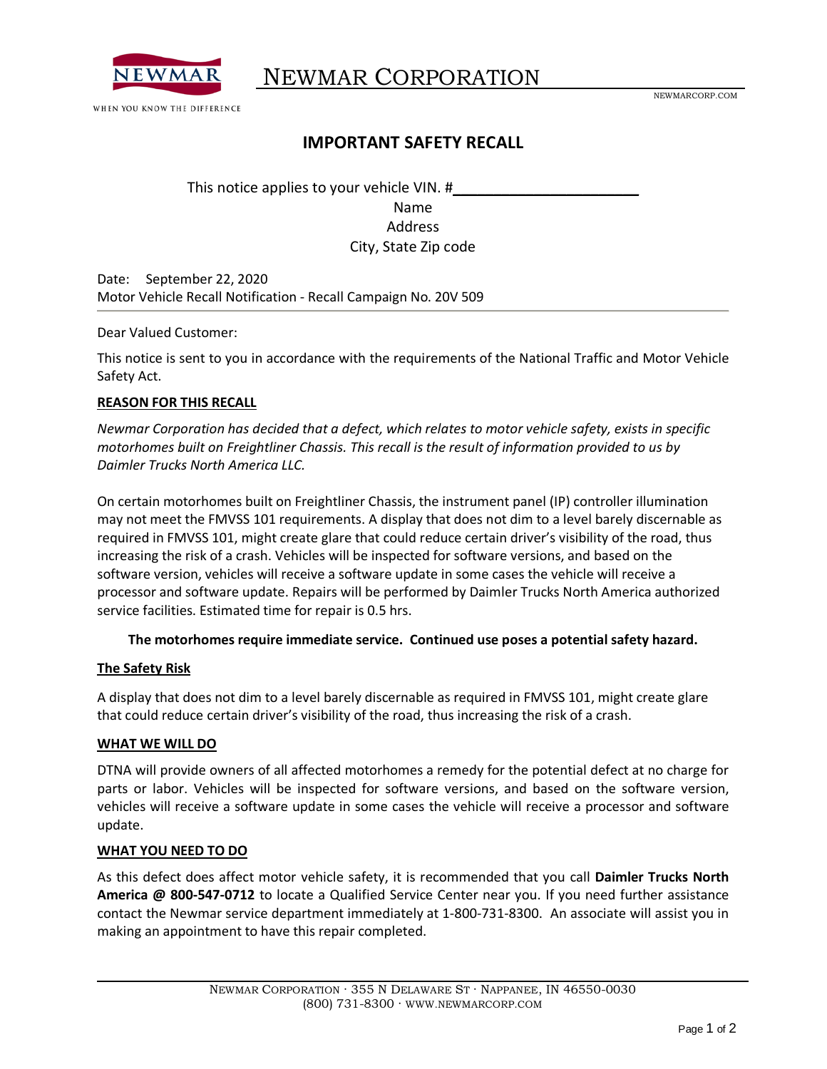NEWMAR

WHEN YOU KNOW THE DIFFERENCE

# NEWMAR CORPORATION

NEWMARCORP.COM

## IMPORTANT SAFETY RECALL

This notice applies to your vehicle VIN. #\_\_\_\_\_\_\_\_\_\_\_\_\_\_\_\_\_\_\_\_\_\_\_\_

Name
Address
City, State Zip code

Date: September 22, 2020
Motor Vehicle Recall Notification - Recall Campaign No. 20V 509

---

Dear Valued Customer:

This notice is sent to you in accordance with the requirements of the National Traffic and Motor Vehicle Safety Act.

**REASON FOR THIS RECALL**

*Newmar Corporation has decided that a defect, which relates to motor vehicle safety, exists in specific motorhomes built on Freightliner Chassis. This recall is the result of information provided to us by Daimler Trucks North America LLC.*

On certain motorhomes built on Freightliner Chassis, the instrument panel (IP) controller illumination may not meet the FMVSS 101 requirements. A display that does not dim to a level barely discernable as required in FMVSS 101, might create glare that could reduce certain driver's visibility of the road, thus increasing the risk of a crash. Vehicles will be inspected for software versions, and based on the software version, vehicles will receive a software update in some cases the vehicle will receive a processor and software update. Repairs will be performed by Daimler Trucks North America authorized service facilities. Estimated time for repair is 0.5 hrs.

**The motorhomes require immediate service. Continued use poses a potential safety hazard.**

**The Safety Risk**

A display that does not dim to a level barely discernable as required in FMVSS 101, might create glare that could reduce certain driver's visibility of the road, thus increasing the risk of a crash.

**WHAT WE WILL DO**

DTNA will provide owners of all affected motorhomes a remedy for the potential defect at no charge for parts or labor. Vehicles will be inspected for software versions, and based on the software version, vehicles will receive a software update in some cases the vehicle will receive a processor and software update.

**WHAT YOU NEED TO DO**

As this defect does affect motor vehicle safety, it is recommended that you call **Daimler Trucks North America @ 800-547-0712** to locate a Qualified Service Center near you. If you need further assistance contact the Newmar service department immediately at 1-800-731-8300. An associate will assist you in making an appointment to have this repair completed.

NEWMAR CORPORATION · 355 N DELAWARE ST · NAPPANEE, IN 46550-0030
(800) 731-8300 · WWW.NEWMARCORP.COM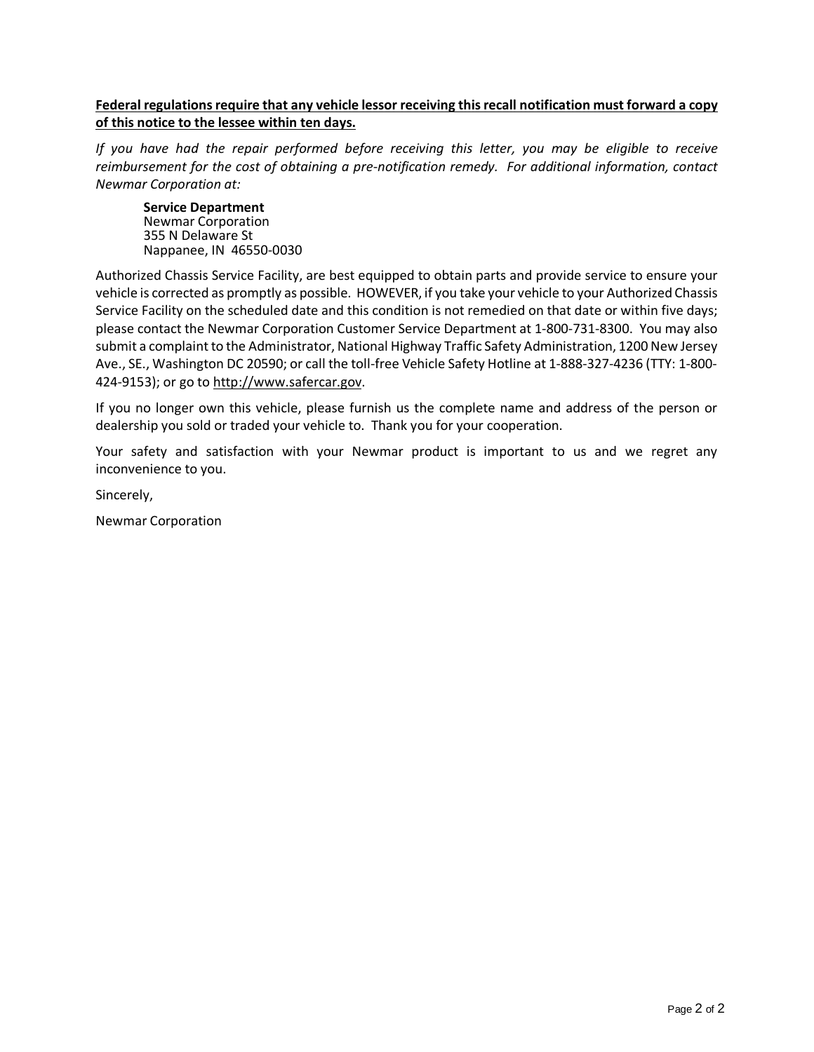**<u>Federal regulations require that any vehicle lessor receiving this recall notification must forward a copy of this notice to the lessee within ten days.</u>**

*If you have had the repair performed before receiving this letter, you may be eligible to receive reimbursement for the cost of obtaining a pre-notification remedy. For additional information, contact Newmar Corporation at:*

**Service Department**
Newmar Corporation
355 N Delaware St
Nappanee, IN 46550-0030

Authorized Chassis Service Facility, are best equipped to obtain parts and provide service to ensure your vehicle is corrected as promptly as possible. HOWEVER, if you take your vehicle to your Authorized Chassis Service Facility on the scheduled date and this condition is not remedied on that date or within five days; please contact the Newmar Corporation Customer Service Department at 1-800-731-8300. You may also submit a complaint to the Administrator, National Highway Traffic Safety Administration, 1200 New Jersey Ave., SE., Washington DC 20590; or call the toll-free Vehicle Safety Hotline at 1-888-327-4236 (TTY: 1-800-424-9153); or go to <u>http://www.safercar.gov</u>.

If you no longer own this vehicle, please furnish us the complete name and address of the person or dealership you sold or traded your vehicle to. Thank you for your cooperation.

Your safety and satisfaction with your Newmar product is important to us and we regret any inconvenience to you.

Sincerely,

Newmar Corporation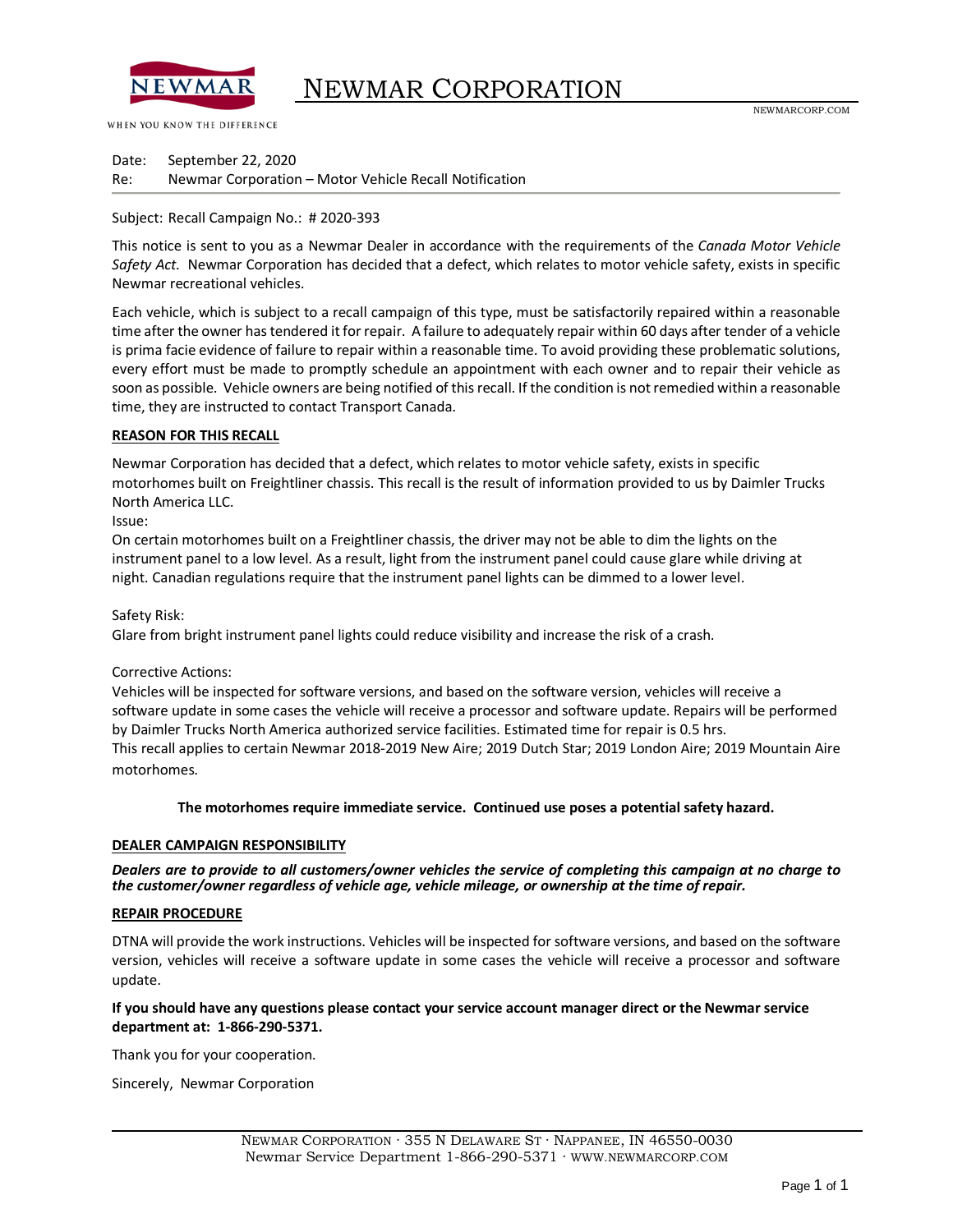# NEWMAR CORPORATION

NEWMARCORP.COM

WHEN YOU KNOW THE DIFFERENCE

Date: September 22, 2020
Re: Newmar Corporation – Motor Vehicle Recall Notification

Subject: Recall Campaign No.: # 2020-393

This notice is sent to you as a Newmar Dealer in accordance with the requirements of the *Canada Motor Vehicle Safety Act.* Newmar Corporation has decided that a defect, which relates to motor vehicle safety, exists in specific Newmar recreational vehicles.

Each vehicle, which is subject to a recall campaign of this type, must be satisfactorily repaired within a reasonable time after the owner has tendered it for repair. A failure to adequately repair within 60 days after tender of a vehicle is prima facie evidence of failure to repair within a reasonable time. To avoid providing these problematic solutions, every effort must be made to promptly schedule an appointment with each owner and to repair their vehicle as soon as possible. Vehicle owners are being notified of this recall. If the condition is not remedied within a reasonable time, they are instructed to contact Transport Canada.

**REASON FOR THIS RECALL**

Newmar Corporation has decided that a defect, which relates to motor vehicle safety, exists in specific motorhomes built on Freightliner chassis. This recall is the result of information provided to us by Daimler Trucks North America LLC.

Issue:
On certain motorhomes built on a Freightliner chassis, the driver may not be able to dim the lights on the instrument panel to a low level. As a result, light from the instrument panel could cause glare while driving at night. Canadian regulations require that the instrument panel lights can be dimmed to a lower level.

Safety Risk:
Glare from bright instrument panel lights could reduce visibility and increase the risk of a crash.

Corrective Actions:
Vehicles will be inspected for software versions, and based on the software version, vehicles will receive a software update in some cases the vehicle will receive a processor and software update. Repairs will be performed by Daimler Trucks North America authorized service facilities. Estimated time for repair is 0.5 hrs.
This recall applies to certain Newmar 2018-2019 New Aire; 2019 Dutch Star; 2019 London Aire; 2019 Mountain Aire motorhomes.

**The motorhomes require immediate service. Continued use poses a potential safety hazard.**

**DEALER CAMPAIGN RESPONSIBILITY**

***Dealers are to provide to all customers/owner vehicles the service of completing this campaign at no charge to the customer/owner regardless of vehicle age, vehicle mileage, or ownership at the time of repair.***

**REPAIR PROCEDURE**

DTNA will provide the work instructions. Vehicles will be inspected for software versions, and based on the software version, vehicles will receive a software update in some cases the vehicle will receive a processor and software update.

**If you should have any questions please contact your service account manager direct or the Newmar service department at: 1-866-290-5371.**

Thank you for your cooperation.

Sincerely, Newmar Corporation

NEWMAR CORPORATION · 355 N DELAWARE ST · NAPPANEE, IN 46550-0030
Newmar Service Department 1-866-290-5371 · WWW.NEWMARCORP.COM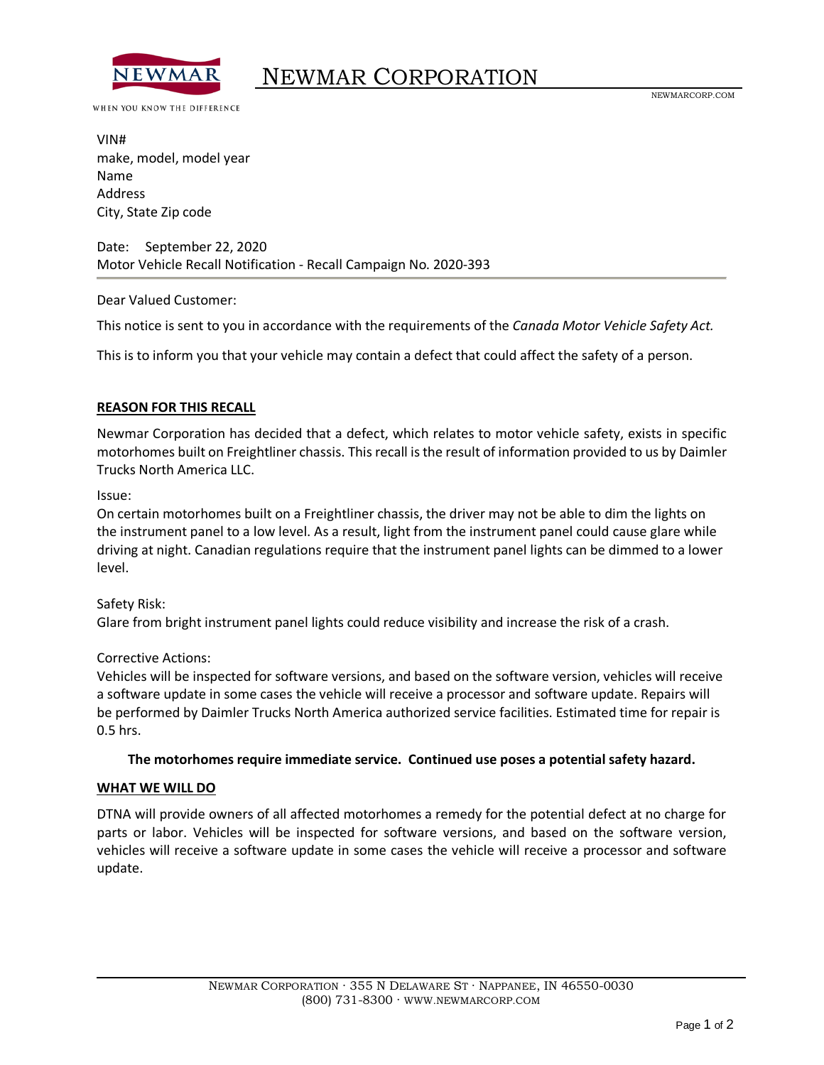# NEWMAR CORPORATION

NEWMARCORP.COM

WHEN YOU KNOW THE DIFFERENCE

VIN#
make, model, model year
Name
Address
City, State Zip code

Date: September 22, 2020
Motor Vehicle Recall Notification - Recall Campaign No. 2020-393

---

Dear Valued Customer:

This notice is sent to you in accordance with the requirements of the *Canada Motor Vehicle Safety Act.*

This is to inform you that your vehicle may contain a defect that could affect the safety of a person.

## REASON FOR THIS RECALL

Newmar Corporation has decided that a defect, which relates to motor vehicle safety, exists in specific motorhomes built on Freightliner chassis. This recall is the result of information provided to us by Daimler Trucks North America LLC.

Issue:
On certain motorhomes built on a Freightliner chassis, the driver may not be able to dim the lights on the instrument panel to a low level. As a result, light from the instrument panel could cause glare while driving at night. Canadian regulations require that the instrument panel lights can be dimmed to a lower level.

Safety Risk:
Glare from bright instrument panel lights could reduce visibility and increase the risk of a crash.

Corrective Actions:
Vehicles will be inspected for software versions, and based on the software version, vehicles will receive a software update in some cases the vehicle will receive a processor and software update. Repairs will be performed by Daimler Trucks North America authorized service facilities. Estimated time for repair is 0.5 hrs.

**The motorhomes require immediate service. Continued use poses a potential safety hazard.**

## WHAT WE WILL DO

DTNA will provide owners of all affected motorhomes a remedy for the potential defect at no charge for parts or labor. Vehicles will be inspected for software versions, and based on the software version, vehicles will receive a software update in some cases the vehicle will receive a processor and software update.

NEWMAR CORPORATION · 355 N DELAWARE ST · NAPPANEE, IN 46550-0030
(800) 731-8300 · WWW.NEWMARCORP.COM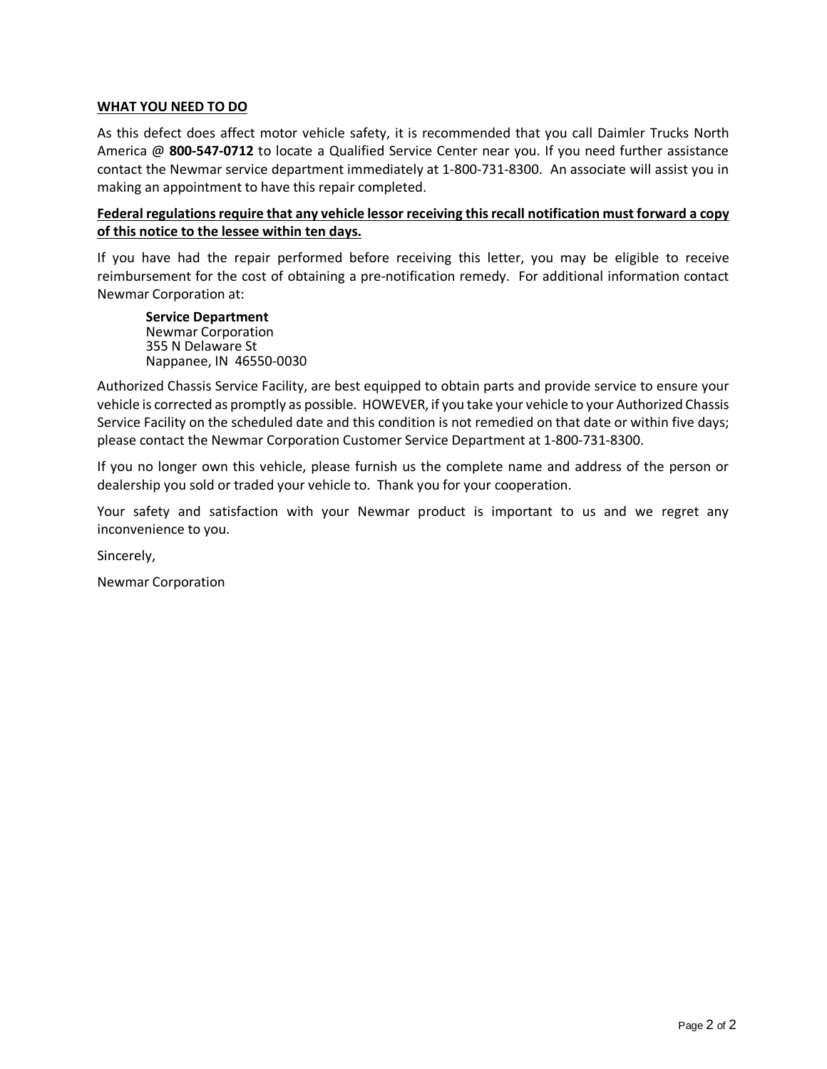## WHAT YOU NEED TO DO

As this defect does affect motor vehicle safety, it is recommended that you call Daimler Trucks North America @ **800-547-0712** to locate a Qualified Service Center near you. If you need further assistance contact the Newmar service department immediately at 1-800-731-8300. An associate will assist you in making an appointment to have this repair completed.

**Federal regulations require that any vehicle lessor receiving this recall notification must forward a copy of this notice to the lessee within ten days.**

If you have had the repair performed before receiving this letter, you may be eligible to receive reimbursement for the cost of obtaining a pre-notification remedy. For additional information contact Newmar Corporation at:

> **Service Department**
> Newmar Corporation
> 355 N Delaware St
> Nappanee, IN 46550-0030

Authorized Chassis Service Facility, are best equipped to obtain parts and provide service to ensure your vehicle is corrected as promptly as possible. HOWEVER, if you take your vehicle to your Authorized Chassis Service Facility on the scheduled date and this condition is not remedied on that date or within five days; please contact the Newmar Corporation Customer Service Department at 1-800-731-8300.

If you no longer own this vehicle, please furnish us the complete name and address of the person or dealership you sold or traded your vehicle to. Thank you for your cooperation.

Your safety and satisfaction with your Newmar product is important to us and we regret any inconvenience to you.

Sincerely,

Newmar Corporation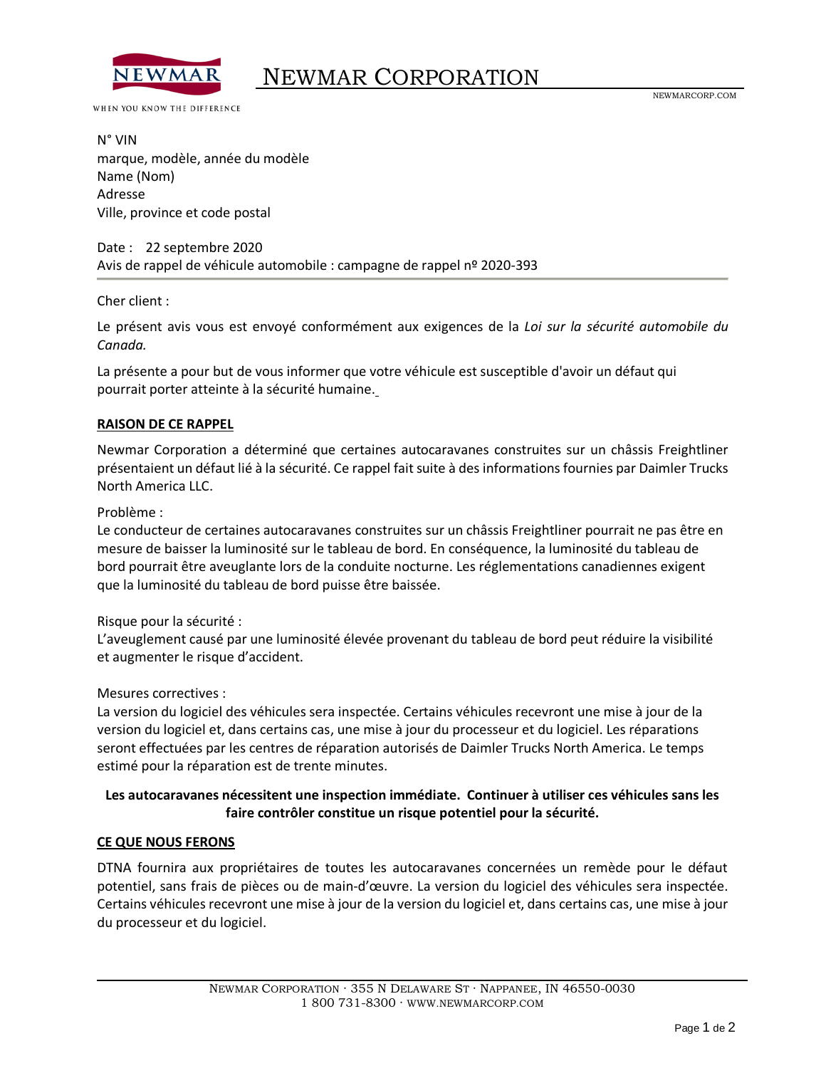# NEWMAR CORPORATION

N° VIN
marque, modèle, année du modèle
Name (Nom)
Adresse
Ville, province et code postal

Date : 22 septembre 2020
Avis de rappel de véhicule automobile : campagne de rappel nº 2020-393

---

Cher client :

Le présent avis vous est envoyé conformément aux exigences de la *Loi sur la sécurité automobile du Canada.*

La présente a pour but de vous informer que votre véhicule est susceptible d'avoir un défaut qui pourrait porter atteinte à la sécurité humaine.

## RAISON DE CE RAPPEL

Newmar Corporation a déterminé que certaines autocaravanes construites sur un châssis Freightliner présentaient un défaut lié à la sécurité. Ce rappel fait suite à des informations fournies par Daimler Trucks North America LLC.

Problème :
Le conducteur de certaines autocaravanes construites sur un châssis Freightliner pourrait ne pas être en mesure de baisser la luminosité sur le tableau de bord. En conséquence, la luminosité du tableau de bord pourrait être aveuglante lors de la conduite nocturne. Les réglementations canadiennes exigent que la luminosité du tableau de bord puisse être baissée.

Risque pour la sécurité :
L'aveuglement causé par une luminosité élevée provenant du tableau de bord peut réduire la visibilité et augmenter le risque d'accident.

Mesures correctives :
La version du logiciel des véhicules sera inspectée. Certains véhicules recevront une mise à jour de la version du logiciel et, dans certains cas, une mise à jour du processeur et du logiciel. Les réparations seront effectuées par les centres de réparation autorisés de Daimler Trucks North America. Le temps estimé pour la réparation est de trente minutes.

**Les autocaravanes nécessitent une inspection immédiate. Continuer à utiliser ces véhicules sans les faire contrôler constitue un risque potentiel pour la sécurité.**

## CE QUE NOUS FERONS

DTNA fournira aux propriétaires de toutes les autocaravanes concernées un remède pour le défaut potentiel, sans frais de pièces ou de main-d'œuvre. La version du logiciel des véhicules sera inspectée. Certains véhicules recevront une mise à jour de la version du logiciel et, dans certains cas, une mise à jour du processeur et du logiciel.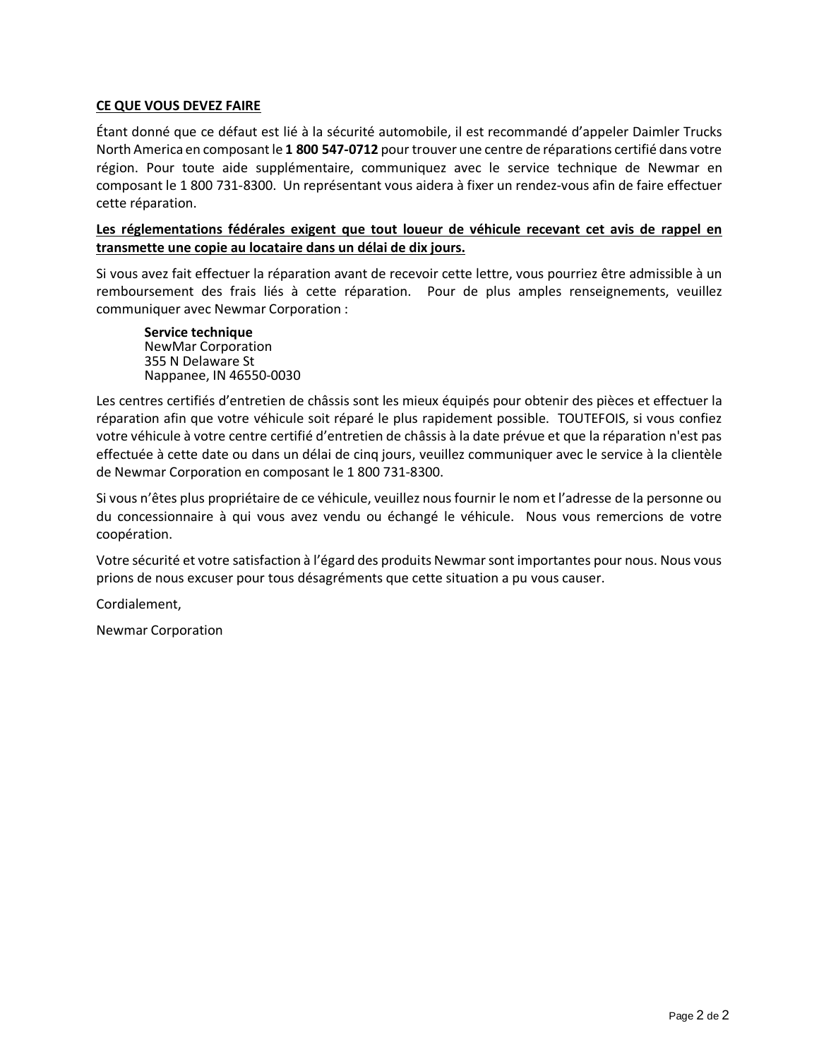**<u>CE QUE VOUS DEVEZ FAIRE</u>**

Étant donné que ce défaut est lié à la sécurité automobile, il est recommandé d'appeler Daimler Trucks North America en composant le **1 800 547-0712** pour trouver une centre de réparations certifié dans votre région. Pour toute aide supplémentaire, communiquez avec le service technique de Newmar en composant le 1 800 731-8300. Un représentant vous aidera à fixer un rendez-vous afin de faire effectuer cette réparation.

**<u>Les réglementations fédérales exigent que tout loueur de véhicule recevant cet avis de rappel en transmette une copie au locataire dans un délai de dix jours.</u>**

Si vous avez fait effectuer la réparation avant de recevoir cette lettre, vous pourriez être admissible à un remboursement des frais liés à cette réparation. Pour de plus amples renseignements, veuillez communiquer avec Newmar Corporation :

> **Service technique**
> NewMar Corporation
> 355 N Delaware St
> Nappanee, IN 46550-0030

Les centres certifiés d'entretien de châssis sont les mieux équipés pour obtenir des pièces et effectuer la réparation afin que votre véhicule soit réparé le plus rapidement possible. TOUTEFOIS, si vous confiez votre véhicule à votre centre certifié d'entretien de châssis à la date prévue et que la réparation n'est pas effectuée à cette date ou dans un délai de cinq jours, veuillez communiquer avec le service à la clientèle de Newmar Corporation en composant le 1 800 731-8300.

Si vous n'êtes plus propriétaire de ce véhicule, veuillez nous fournir le nom et l'adresse de la personne ou du concessionnaire à qui vous avez vendu ou échangé le véhicule. Nous vous remercions de votre coopération.

Votre sécurité et votre satisfaction à l'égard des produits Newmar sont importantes pour nous. Nous vous prions de nous excuser pour tous désagréments que cette situation a pu vous causer.

Cordialement,

Newmar Corporation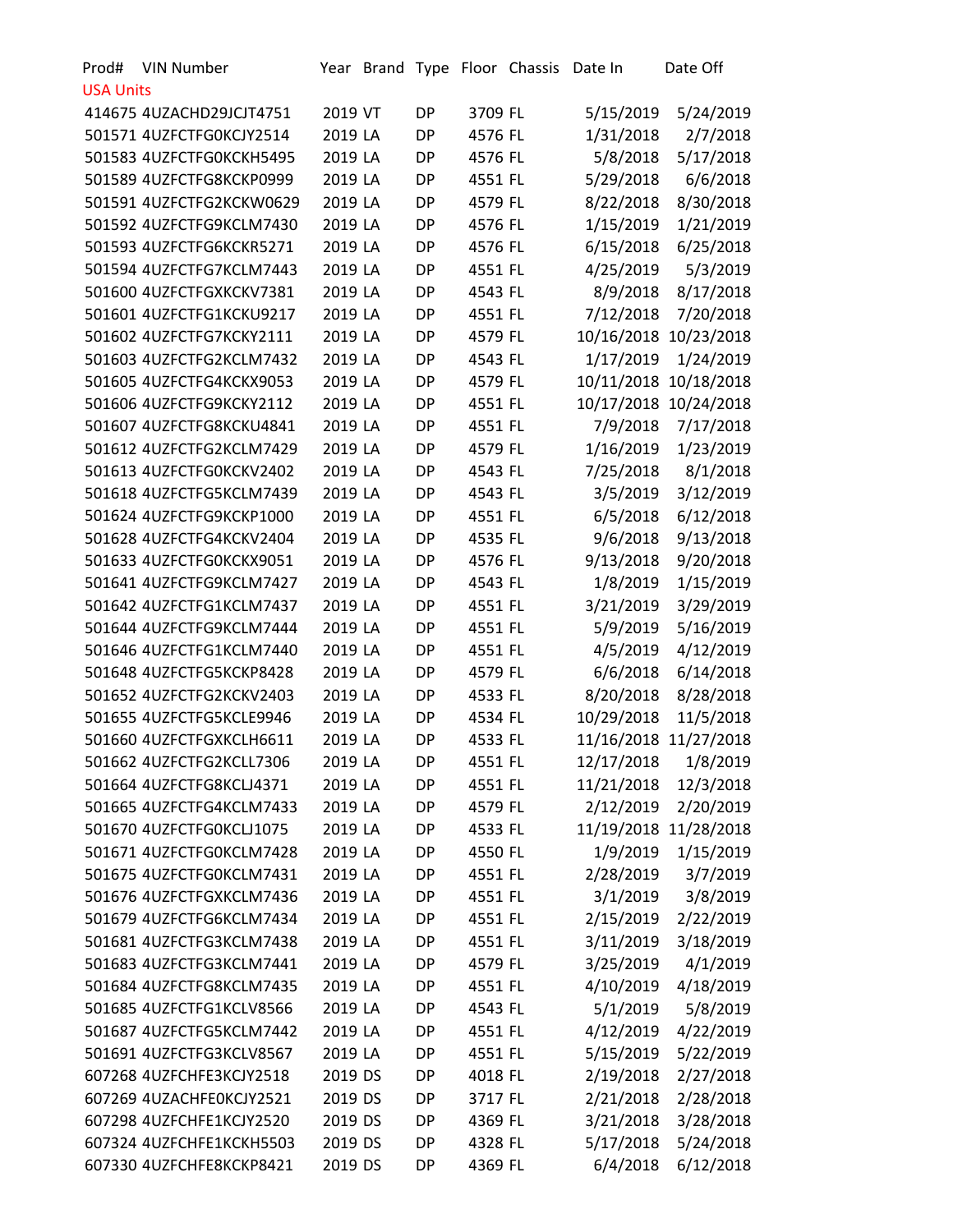| Prod# | VIN Number | Year | Brand | Type | Floor | Chassis | Date In | Date Off |
|---|---|---|---|---|---|---|---|---|
| USA Units | | | | | | | | |
| 414675 | 4UZACHD29JCJT4751 | 2019 | VT | DP | 3709 | FL | 5/15/2019 | 5/24/2019 |
| 501571 | 4UZFCTFG0KCJY2514 | 2019 | LA | DP | 4576 | FL | 1/31/2018 | 2/7/2018 |
| 501583 | 4UZFCTFG0KCKH5495 | 2019 | LA | DP | 4576 | FL | 5/8/2018 | 5/17/2018 |
| 501589 | 4UZFCTFG8KCKP0999 | 2019 | LA | DP | 4551 | FL | 5/29/2018 | 6/6/2018 |
| 501591 | 4UZFCTFG2KCKW0629 | 2019 | LA | DP | 4579 | FL | 8/22/2018 | 8/30/2018 |
| 501592 | 4UZFCTFG9KCLM7430 | 2019 | LA | DP | 4576 | FL | 1/15/2019 | 1/21/2019 |
| 501593 | 4UZFCTFG6KCKR5271 | 2019 | LA | DP | 4576 | FL | 6/15/2018 | 6/25/2018 |
| 501594 | 4UZFCTFG7KCLM7443 | 2019 | LA | DP | 4551 | FL | 4/25/2019 | 5/3/2019 |
| 501600 | 4UZFCTFGXKCKV7381 | 2019 | LA | DP | 4543 | FL | 8/9/2018 | 8/17/2018 |
| 501601 | 4UZFCTFG1KCKU9217 | 2019 | LA | DP | 4551 | FL | 7/12/2018 | 7/20/2018 |
| 501602 | 4UZFCTFG7KCKY2111 | 2019 | LA | DP | 4579 | FL | 10/16/2018 | 10/23/2018 |
| 501603 | 4UZFCTFG2KCLM7432 | 2019 | LA | DP | 4543 | FL | 1/17/2019 | 1/24/2019 |
| 501605 | 4UZFCTFG4KCKX9053 | 2019 | LA | DP | 4579 | FL | 10/11/2018 | 10/18/2018 |
| 501606 | 4UZFCTFG9KCKY2112 | 2019 | LA | DP | 4551 | FL | 10/17/2018 | 10/24/2018 |
| 501607 | 4UZFCTFG8KCKU4841 | 2019 | LA | DP | 4551 | FL | 7/9/2018 | 7/17/2018 |
| 501612 | 4UZFCTFG2KCLM7429 | 2019 | LA | DP | 4579 | FL | 1/16/2019 | 1/23/2019 |
| 501613 | 4UZFCTFG0KCKV2402 | 2019 | LA | DP | 4543 | FL | 7/25/2018 | 8/1/2018 |
| 501618 | 4UZFCTFG5KCLM7439 | 2019 | LA | DP | 4543 | FL | 3/5/2019 | 3/12/2019 |
| 501624 | 4UZFCTFG9KCKP1000 | 2019 | LA | DP | 4551 | FL | 6/5/2018 | 6/12/2018 |
| 501628 | 4UZFCTFG4KCKV2404 | 2019 | LA | DP | 4535 | FL | 9/6/2018 | 9/13/2018 |
| 501633 | 4UZFCTFG0KCKX9051 | 2019 | LA | DP | 4576 | FL | 9/13/2018 | 9/20/2018 |
| 501641 | 4UZFCTFG9KCLM7427 | 2019 | LA | DP | 4543 | FL | 1/8/2019 | 1/15/2019 |
| 501642 | 4UZFCTFG1KCLM7437 | 2019 | LA | DP | 4551 | FL | 3/21/2019 | 3/29/2019 |
| 501644 | 4UZFCTFG9KCLM7444 | 2019 | LA | DP | 4551 | FL | 5/9/2019 | 5/16/2019 |
| 501646 | 4UZFCTFG1KCLM7440 | 2019 | LA | DP | 4551 | FL | 4/5/2019 | 4/12/2019 |
| 501648 | 4UZFCTFG5KCKP8428 | 2019 | LA | DP | 4579 | FL | 6/6/2018 | 6/14/2018 |
| 501652 | 4UZFCTFG2KCKV2403 | 2019 | LA | DP | 4533 | FL | 8/20/2018 | 8/28/2018 |
| 501655 | 4UZFCTFG5KCLE9946 | 2019 | LA | DP | 4534 | FL | 10/29/2018 | 11/5/2018 |
| 501660 | 4UZFCTFGXKCLH6611 | 2019 | LA | DP | 4533 | FL | 11/16/2018 | 11/27/2018 |
| 501662 | 4UZFCTFG2KCLL7306 | 2019 | LA | DP | 4551 | FL | 12/17/2018 | 1/8/2019 |
| 501664 | 4UZFCTFG8KCLJ4371 | 2019 | LA | DP | 4551 | FL | 11/21/2018 | 12/3/2018 |
| 501665 | 4UZFCTFG4KCLM7433 | 2019 | LA | DP | 4579 | FL | 2/12/2019 | 2/20/2019 |
| 501670 | 4UZFCTFG0KCLJ1075 | 2019 | LA | DP | 4533 | FL | 11/19/2018 | 11/28/2018 |
| 501671 | 4UZFCTFG0KCLM7428 | 2019 | LA | DP | 4550 | FL | 1/9/2019 | 1/15/2019 |
| 501675 | 4UZFCTFG0KCLM7431 | 2019 | LA | DP | 4551 | FL | 2/28/2019 | 3/7/2019 |
| 501676 | 4UZFCTFGXKCLM7436 | 2019 | LA | DP | 4551 | FL | 3/1/2019 | 3/8/2019 |
| 501679 | 4UZFCTFG6KCLM7434 | 2019 | LA | DP | 4551 | FL | 2/15/2019 | 2/22/2019 |
| 501681 | 4UZFCTFG3KCLM7438 | 2019 | LA | DP | 4551 | FL | 3/11/2019 | 3/18/2019 |
| 501683 | 4UZFCTFG3KCLM7441 | 2019 | LA | DP | 4579 | FL | 3/25/2019 | 4/1/2019 |
| 501684 | 4UZFCTFG8KCLM7435 | 2019 | LA | DP | 4551 | FL | 4/10/2019 | 4/18/2019 |
| 501685 | 4UZFCTFG1KCLV8566 | 2019 | LA | DP | 4543 | FL | 5/1/2019 | 5/8/2019 |
| 501687 | 4UZFCTFG5KCLM7442 | 2019 | LA | DP | 4551 | FL | 4/12/2019 | 4/22/2019 |
| 501691 | 4UZFCTFG3KCLV8567 | 2019 | LA | DP | 4551 | FL | 5/15/2019 | 5/22/2019 |
| 607268 | 4UZFCHFE3KCJY2518 | 2019 | DS | DP | 4018 | FL | 2/19/2018 | 2/27/2018 |
| 607269 | 4UZACHFE0KCJY2521 | 2019 | DS | DP | 3717 | FL | 2/21/2018 | 2/28/2018 |
| 607298 | 4UZFCHFE1KCJY2520 | 2019 | DS | DP | 4369 | FL | 3/21/2018 | 3/28/2018 |
| 607324 | 4UZFCHFE1KCKH5503 | 2019 | DS | DP | 4328 | FL | 5/17/2018 | 5/24/2018 |
| 607330 | 4UZFCHFE8KCKP8421 | 2019 | DS | DP | 4369 | FL | 6/4/2018 | 6/12/2018 |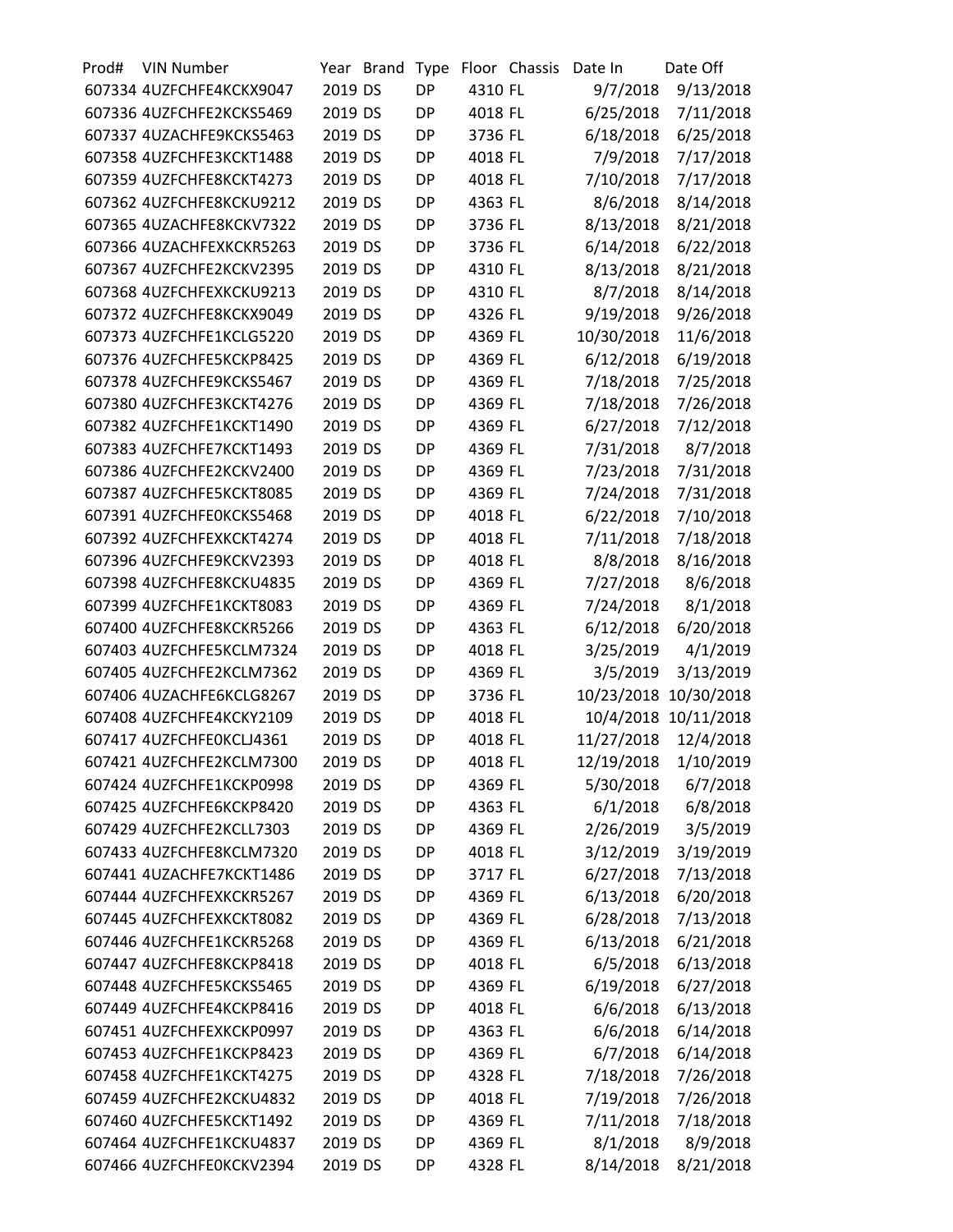| Prod# | VIN Number | Year | Brand | Type | Floor | Chassis | Date In | Date Off |
|---|---|---|---|---|---|---|---|---|
| 607334 | 4UZFCHFE4KCKX9047 | 2019 | DS | DP | 4310 | FL | 9/7/2018 | 9/13/2018 |
| 607336 | 4UZFCHFE2KCKS5469 | 2019 | DS | DP | 4018 | FL | 6/25/2018 | 7/11/2018 |
| 607337 | 4UZACHFE9KCKS5463 | 2019 | DS | DP | 3736 | FL | 6/18/2018 | 6/25/2018 |
| 607358 | 4UZFCHFE3KCKT1488 | 2019 | DS | DP | 4018 | FL | 7/9/2018 | 7/17/2018 |
| 607359 | 4UZFCHFE8KCKT4273 | 2019 | DS | DP | 4018 | FL | 7/10/2018 | 7/17/2018 |
| 607362 | 4UZFCHFE8KCKU9212 | 2019 | DS | DP | 4363 | FL | 8/6/2018 | 8/14/2018 |
| 607365 | 4UZACHFE8KCKV7322 | 2019 | DS | DP | 3736 | FL | 8/13/2018 | 8/21/2018 |
| 607366 | 4UZACHFEXKCKR5263 | 2019 | DS | DP | 3736 | FL | 6/14/2018 | 6/22/2018 |
| 607367 | 4UZFCHFE2KCKV2395 | 2019 | DS | DP | 4310 | FL | 8/13/2018 | 8/21/2018 |
| 607368 | 4UZFCHFEXKCKU9213 | 2019 | DS | DP | 4310 | FL | 8/7/2018 | 8/14/2018 |
| 607372 | 4UZFCHFE8KCKX9049 | 2019 | DS | DP | 4326 | FL | 9/19/2018 | 9/26/2018 |
| 607373 | 4UZFCHFE1KCLG5220 | 2019 | DS | DP | 4369 | FL | 10/30/2018 | 11/6/2018 |
| 607376 | 4UZFCHFE5KCKP8425 | 2019 | DS | DP | 4369 | FL | 6/12/2018 | 6/19/2018 |
| 607378 | 4UZFCHFE9KCKS5467 | 2019 | DS | DP | 4369 | FL | 7/18/2018 | 7/25/2018 |
| 607380 | 4UZFCHFE3KCKT4276 | 2019 | DS | DP | 4369 | FL | 7/18/2018 | 7/26/2018 |
| 607382 | 4UZFCHFE1KCKT1490 | 2019 | DS | DP | 4369 | FL | 6/27/2018 | 7/12/2018 |
| 607383 | 4UZFCHFE7KCKT1493 | 2019 | DS | DP | 4369 | FL | 7/31/2018 | 8/7/2018 |
| 607386 | 4UZFCHFE2KCKV2400 | 2019 | DS | DP | 4369 | FL | 7/23/2018 | 7/31/2018 |
| 607387 | 4UZFCHFE5KCKT8085 | 2019 | DS | DP | 4369 | FL | 7/24/2018 | 7/31/2018 |
| 607391 | 4UZFCHFE0KCKS5468 | 2019 | DS | DP | 4018 | FL | 6/22/2018 | 7/10/2018 |
| 607392 | 4UZFCHFEXKCKT4274 | 2019 | DS | DP | 4018 | FL | 7/11/2018 | 7/18/2018 |
| 607396 | 4UZFCHFE9KCKV2393 | 2019 | DS | DP | 4018 | FL | 8/8/2018 | 8/16/2018 |
| 607398 | 4UZFCHFE8KCKU4835 | 2019 | DS | DP | 4369 | FL | 7/27/2018 | 8/6/2018 |
| 607399 | 4UZFCHFE1KCKT8083 | 2019 | DS | DP | 4369 | FL | 7/24/2018 | 8/1/2018 |
| 607400 | 4UZFCHFE8KCKR5266 | 2019 | DS | DP | 4363 | FL | 6/12/2018 | 6/20/2018 |
| 607403 | 4UZFCHFE5KCLM7324 | 2019 | DS | DP | 4018 | FL | 3/25/2019 | 4/1/2019 |
| 607405 | 4UZFCHFE2KCLM7362 | 2019 | DS | DP | 4369 | FL | 3/5/2019 | 3/13/2019 |
| 607406 | 4UZACHFE6KCLG8267 | 2019 | DS | DP | 3736 | FL | 10/23/2018 | 10/30/2018 |
| 607408 | 4UZFCHFE4KCKY2109 | 2019 | DS | DP | 4018 | FL | 10/4/2018 | 10/11/2018 |
| 607417 | 4UZFCHFE0KCLJ4361 | 2019 | DS | DP | 4018 | FL | 11/27/2018 | 12/4/2018 |
| 607421 | 4UZFCHFE2KCLM7300 | 2019 | DS | DP | 4018 | FL | 12/19/2018 | 1/10/2019 |
| 607424 | 4UZFCHFE1KCKP0998 | 2019 | DS | DP | 4369 | FL | 5/30/2018 | 6/7/2018 |
| 607425 | 4UZFCHFE6KCKP8420 | 2019 | DS | DP | 4363 | FL | 6/1/2018 | 6/8/2018 |
| 607429 | 4UZFCHFE2KCLL7303 | 2019 | DS | DP | 4369 | FL | 2/26/2019 | 3/5/2019 |
| 607433 | 4UZFCHFE8KCLM7320 | 2019 | DS | DP | 4018 | FL | 3/12/2019 | 3/19/2019 |
| 607441 | 4UZACHFE7KCKT1486 | 2019 | DS | DP | 3717 | FL | 6/27/2018 | 7/13/2018 |
| 607444 | 4UZFCHFEXKCKR5267 | 2019 | DS | DP | 4369 | FL | 6/13/2018 | 6/20/2018 |
| 607445 | 4UZFCHFEXKCKT8082 | 2019 | DS | DP | 4369 | FL | 6/28/2018 | 7/13/2018 |
| 607446 | 4UZFCHFE1KCKR5268 | 2019 | DS | DP | 4369 | FL | 6/13/2018 | 6/21/2018 |
| 607447 | 4UZFCHFE8KCKP8418 | 2019 | DS | DP | 4018 | FL | 6/5/2018 | 6/13/2018 |
| 607448 | 4UZFCHFE5KCKS5465 | 2019 | DS | DP | 4369 | FL | 6/19/2018 | 6/27/2018 |
| 607449 | 4UZFCHFE4KCKP8416 | 2019 | DS | DP | 4018 | FL | 6/6/2018 | 6/13/2018 |
| 607451 | 4UZFCHFEXKCKP0997 | 2019 | DS | DP | 4363 | FL | 6/6/2018 | 6/14/2018 |
| 607453 | 4UZFCHFE1KCKP8423 | 2019 | DS | DP | 4369 | FL | 6/7/2018 | 6/14/2018 |
| 607458 | 4UZFCHFE1KCKT4275 | 2019 | DS | DP | 4328 | FL | 7/18/2018 | 7/26/2018 |
| 607459 | 4UZFCHFE2KCKU4832 | 2019 | DS | DP | 4018 | FL | 7/19/2018 | 7/26/2018 |
| 607460 | 4UZFCHFE5KCKT1492 | 2019 | DS | DP | 4369 | FL | 7/11/2018 | 7/18/2018 |
| 607464 | 4UZFCHFE1KCKU4837 | 2019 | DS | DP | 4369 | FL | 8/1/2018 | 8/9/2018 |
| 607466 | 4UZFCHFE0KCKV2394 | 2019 | DS | DP | 4328 | FL | 8/14/2018 | 8/21/2018 |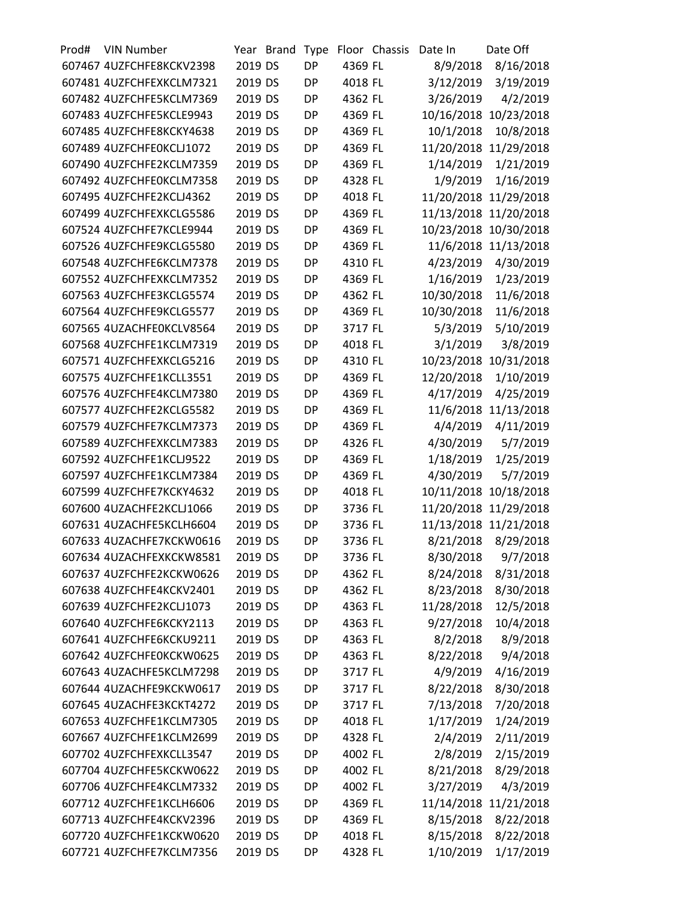| Prod# | VIN Number | Year | Brand | Type | Floor | Chassis | Date In | Date Off |
|---|---|---|---|---|---|---|---|---|
| 607467 | 4UZFCHFE8KCKV2398 | 2019 | DS | DP | 4369 | FL | 8/9/2018 | 8/16/2018 |
| 607481 | 4UZFCHFEXKCLM7321 | 2019 | DS | DP | 4018 | FL | 3/12/2019 | 3/19/2019 |
| 607482 | 4UZFCHFE5KCLM7369 | 2019 | DS | DP | 4362 | FL | 3/26/2019 | 4/2/2019 |
| 607483 | 4UZFCHFE5KCLE9943 | 2019 | DS | DP | 4369 | FL | 10/16/2018 | 10/23/2018 |
| 607485 | 4UZFCHFE8KCKY4638 | 2019 | DS | DP | 4369 | FL | 10/1/2018 | 10/8/2018 |
| 607489 | 4UZFCHFE0KCLJ1072 | 2019 | DS | DP | 4369 | FL | 11/20/2018 | 11/29/2018 |
| 607490 | 4UZFCHFE2KCLM7359 | 2019 | DS | DP | 4369 | FL | 1/14/2019 | 1/21/2019 |
| 607492 | 4UZFCHFE0KCLM7358 | 2019 | DS | DP | 4328 | FL | 1/9/2019 | 1/16/2019 |
| 607495 | 4UZFCHFE2KCLJ4362 | 2019 | DS | DP | 4018 | FL | 11/20/2018 | 11/29/2018 |
| 607499 | 4UZFCHFEXKCLG5586 | 2019 | DS | DP | 4369 | FL | 11/13/2018 | 11/20/2018 |
| 607524 | 4UZFCHFE7KCLE9944 | 2019 | DS | DP | 4369 | FL | 10/23/2018 | 10/30/2018 |
| 607526 | 4UZFCHFE9KCLG5580 | 2019 | DS | DP | 4369 | FL | 11/6/2018 | 11/13/2018 |
| 607548 | 4UZFCHFE6KCLM7378 | 2019 | DS | DP | 4310 | FL | 4/23/2019 | 4/30/2019 |
| 607552 | 4UZFCHFEXKCLM7352 | 2019 | DS | DP | 4369 | FL | 1/16/2019 | 1/23/2019 |
| 607563 | 4UZFCHFE3KCLG5574 | 2019 | DS | DP | 4362 | FL | 10/30/2018 | 11/6/2018 |
| 607564 | 4UZFCHFE9KCLG5577 | 2019 | DS | DP | 4369 | FL | 10/30/2018 | 11/6/2018 |
| 607565 | 4UZACHFE0KCLV8564 | 2019 | DS | DP | 3717 | FL | 5/3/2019 | 5/10/2019 |
| 607568 | 4UZFCHFE1KCLM7319 | 2019 | DS | DP | 4018 | FL | 3/1/2019 | 3/8/2019 |
| 607571 | 4UZFCHFEXKCLG5216 | 2019 | DS | DP | 4310 | FL | 10/23/2018 | 10/31/2018 |
| 607575 | 4UZFCHFE1KCLL3551 | 2019 | DS | DP | 4369 | FL | 12/20/2018 | 1/10/2019 |
| 607576 | 4UZFCHFE4KCLM7380 | 2019 | DS | DP | 4369 | FL | 4/17/2019 | 4/25/2019 |
| 607577 | 4UZFCHFE2KCLG5582 | 2019 | DS | DP | 4369 | FL | 11/6/2018 | 11/13/2018 |
| 607579 | 4UZFCHFE7KCLM7373 | 2019 | DS | DP | 4369 | FL | 4/4/2019 | 4/11/2019 |
| 607589 | 4UZFCHFEXKCLM7383 | 2019 | DS | DP | 4326 | FL | 4/30/2019 | 5/7/2019 |
| 607592 | 4UZFCHFE1KCLJ9522 | 2019 | DS | DP | 4369 | FL | 1/18/2019 | 1/25/2019 |
| 607597 | 4UZFCHFE1KCLM7384 | 2019 | DS | DP | 4369 | FL | 4/30/2019 | 5/7/2019 |
| 607599 | 4UZFCHFE7KCKY4632 | 2019 | DS | DP | 4018 | FL | 10/11/2018 | 10/18/2018 |
| 607600 | 4UZACHFE2KCLJ1066 | 2019 | DS | DP | 3736 | FL | 11/20/2018 | 11/29/2018 |
| 607631 | 4UZACHFE5KCLH6604 | 2019 | DS | DP | 3736 | FL | 11/13/2018 | 11/21/2018 |
| 607633 | 4UZACHFE7KCKW0616 | 2019 | DS | DP | 3736 | FL | 8/21/2018 | 8/29/2018 |
| 607634 | 4UZACHFEXKCKW8581 | 2019 | DS | DP | 3736 | FL | 8/30/2018 | 9/7/2018 |
| 607637 | 4UZFCHFE2KCKW0626 | 2019 | DS | DP | 4362 | FL | 8/24/2018 | 8/31/2018 |
| 607638 | 4UZFCHFE4KCKV2401 | 2019 | DS | DP | 4362 | FL | 8/23/2018 | 8/30/2018 |
| 607639 | 4UZFCHFE2KCLJ1073 | 2019 | DS | DP | 4363 | FL | 11/28/2018 | 12/5/2018 |
| 607640 | 4UZFCHFE6KCKY2113 | 2019 | DS | DP | 4363 | FL | 9/27/2018 | 10/4/2018 |
| 607641 | 4UZFCHFE6KCKU9211 | 2019 | DS | DP | 4363 | FL | 8/2/2018 | 8/9/2018 |
| 607642 | 4UZFCHFE0KCKW0625 | 2019 | DS | DP | 4363 | FL | 8/22/2018 | 9/4/2018 |
| 607643 | 4UZACHFE5KCLM7298 | 2019 | DS | DP | 3717 | FL | 4/9/2019 | 4/16/2019 |
| 607644 | 4UZACHFE9KCKW0617 | 2019 | DS | DP | 3717 | FL | 8/22/2018 | 8/30/2018 |
| 607645 | 4UZACHFE3KCKT4272 | 2019 | DS | DP | 3717 | FL | 7/13/2018 | 7/20/2018 |
| 607653 | 4UZFCHFE1KCLM7305 | 2019 | DS | DP | 4018 | FL | 1/17/2019 | 1/24/2019 |
| 607667 | 4UZFCHFE1KCLM2699 | 2019 | DS | DP | 4328 | FL | 2/4/2019 | 2/11/2019 |
| 607702 | 4UZFCHFEXKCLL3547 | 2019 | DS | DP | 4002 | FL | 2/8/2019 | 2/15/2019 |
| 607704 | 4UZFCHFE5KCKW0622 | 2019 | DS | DP | 4002 | FL | 8/21/2018 | 8/29/2018 |
| 607706 | 4UZFCHFE4KCLM7332 | 2019 | DS | DP | 4002 | FL | 3/27/2019 | 4/3/2019 |
| 607712 | 4UZFCHFE1KCLH6606 | 2019 | DS | DP | 4369 | FL | 11/14/2018 | 11/21/2018 |
| 607713 | 4UZFCHFE4KCKV2396 | 2019 | DS | DP | 4369 | FL | 8/15/2018 | 8/22/2018 |
| 607720 | 4UZFCHFE1KCKW0620 | 2019 | DS | DP | 4018 | FL | 8/15/2018 | 8/22/2018 |
| 607721 | 4UZFCHFE7KCLM7356 | 2019 | DS | DP | 4328 | FL | 1/10/2019 | 1/17/2019 |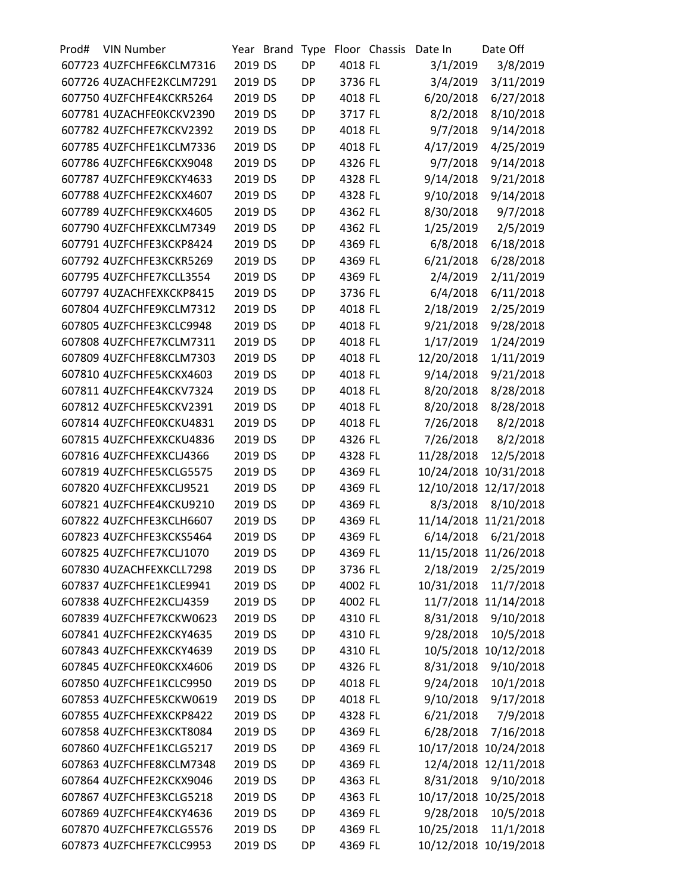| Prod# | VIN Number | Year | Brand | Type | Floor | Chassis | Date In | Date Off |
|---|---|---|---|---|---|---|---|---|
| 607723 | 4UZFCHFE6KCLM7316 | 2019 | DS | DP | 4018 | FL | 3/1/2019 | 3/8/2019 |
| 607726 | 4UZACHFE2KCLM7291 | 2019 | DS | DP | 3736 | FL | 3/4/2019 | 3/11/2019 |
| 607750 | 4UZFCHFE4KCKR5264 | 2019 | DS | DP | 4018 | FL | 6/20/2018 | 6/27/2018 |
| 607781 | 4UZACHFE0KCKV2390 | 2019 | DS | DP | 3717 | FL | 8/2/2018 | 8/10/2018 |
| 607782 | 4UZFCHFE7KCKV2392 | 2019 | DS | DP | 4018 | FL | 9/7/2018 | 9/14/2018 |
| 607785 | 4UZFCHFE1KCLM7336 | 2019 | DS | DP | 4018 | FL | 4/17/2019 | 4/25/2019 |
| 607786 | 4UZFCHFE6KCKX9048 | 2019 | DS | DP | 4326 | FL | 9/7/2018 | 9/14/2018 |
| 607787 | 4UZFCHFE9KCKY4633 | 2019 | DS | DP | 4328 | FL | 9/14/2018 | 9/21/2018 |
| 607788 | 4UZFCHFE2KCKX4607 | 2019 | DS | DP | 4328 | FL | 9/10/2018 | 9/14/2018 |
| 607789 | 4UZFCHFE9KCKX4605 | 2019 | DS | DP | 4362 | FL | 8/30/2018 | 9/7/2018 |
| 607790 | 4UZFCHFEXKCLM7349 | 2019 | DS | DP | 4362 | FL | 1/25/2019 | 2/5/2019 |
| 607791 | 4UZFCHFE3KCKP8424 | 2019 | DS | DP | 4369 | FL | 6/8/2018 | 6/18/2018 |
| 607792 | 4UZFCHFE3KCKR5269 | 2019 | DS | DP | 4369 | FL | 6/21/2018 | 6/28/2018 |
| 607795 | 4UZFCHFE7KCLL3554 | 2019 | DS | DP | 4369 | FL | 2/4/2019 | 2/11/2019 |
| 607797 | 4UZACHFEXKCKP8415 | 2019 | DS | DP | 3736 | FL | 6/4/2018 | 6/11/2018 |
| 607804 | 4UZFCHFE9KCLM7312 | 2019 | DS | DP | 4018 | FL | 2/18/2019 | 2/25/2019 |
| 607805 | 4UZFCHFE3KCLC9948 | 2019 | DS | DP | 4018 | FL | 9/21/2018 | 9/28/2018 |
| 607808 | 4UZFCHFE7KCLM7311 | 2019 | DS | DP | 4018 | FL | 1/17/2019 | 1/24/2019 |
| 607809 | 4UZFCHFE8KCLM7303 | 2019 | DS | DP | 4018 | FL | 12/20/2018 | 1/11/2019 |
| 607810 | 4UZFCHFE5KCKX4603 | 2019 | DS | DP | 4018 | FL | 9/14/2018 | 9/21/2018 |
| 607811 | 4UZFCHFE4KCKV7324 | 2019 | DS | DP | 4018 | FL | 8/20/2018 | 8/28/2018 |
| 607812 | 4UZFCHFE5KCKV2391 | 2019 | DS | DP | 4018 | FL | 8/20/2018 | 8/28/2018 |
| 607814 | 4UZFCHFE0KCKU4831 | 2019 | DS | DP | 4018 | FL | 7/26/2018 | 8/2/2018 |
| 607815 | 4UZFCHFEXKCKU4836 | 2019 | DS | DP | 4326 | FL | 7/26/2018 | 8/2/2018 |
| 607816 | 4UZFCHFEXKCLJ4366 | 2019 | DS | DP | 4328 | FL | 11/28/2018 | 12/5/2018 |
| 607819 | 4UZFCHFE5KCLG5575 | 2019 | DS | DP | 4369 | FL | 10/24/2018 | 10/31/2018 |
| 607820 | 4UZFCHFEXKCLJ9521 | 2019 | DS | DP | 4369 | FL | 12/10/2018 | 12/17/2018 |
| 607821 | 4UZFCHFE4KCKU9210 | 2019 | DS | DP | 4369 | FL | 8/3/2018 | 8/10/2018 |
| 607822 | 4UZFCHFE3KCLH6607 | 2019 | DS | DP | 4369 | FL | 11/14/2018 | 11/21/2018 |
| 607823 | 4UZFCHFE3KCKS5464 | 2019 | DS | DP | 4369 | FL | 6/14/2018 | 6/21/2018 |
| 607825 | 4UZFCHFE7KCLJ1070 | 2019 | DS | DP | 4369 | FL | 11/15/2018 | 11/26/2018 |
| 607830 | 4UZACHFEXKCLL7298 | 2019 | DS | DP | 3736 | FL | 2/18/2019 | 2/25/2019 |
| 607837 | 4UZFCHFE1KCLE9941 | 2019 | DS | DP | 4002 | FL | 10/31/2018 | 11/7/2018 |
| 607838 | 4UZFCHFE2KCLJ4359 | 2019 | DS | DP | 4002 | FL | 11/7/2018 | 11/14/2018 |
| 607839 | 4UZFCHFE7KCKW0623 | 2019 | DS | DP | 4310 | FL | 8/31/2018 | 9/10/2018 |
| 607841 | 4UZFCHFE2KCKY4635 | 2019 | DS | DP | 4310 | FL | 9/28/2018 | 10/5/2018 |
| 607843 | 4UZFCHFEXKCKY4639 | 2019 | DS | DP | 4310 | FL | 10/5/2018 | 10/12/2018 |
| 607845 | 4UZFCHFE0KCKX4606 | 2019 | DS | DP | 4326 | FL | 8/31/2018 | 9/10/2018 |
| 607850 | 4UZFCHFE1KCLC9950 | 2019 | DS | DP | 4018 | FL | 9/24/2018 | 10/1/2018 |
| 607853 | 4UZFCHFE5KCKW0619 | 2019 | DS | DP | 4018 | FL | 9/10/2018 | 9/17/2018 |
| 607855 | 4UZFCHFEXKCKP8422 | 2019 | DS | DP | 4328 | FL | 6/21/2018 | 7/9/2018 |
| 607858 | 4UZFCHFE3KCKT8084 | 2019 | DS | DP | 4369 | FL | 6/28/2018 | 7/16/2018 |
| 607860 | 4UZFCHFE1KCLG5217 | 2019 | DS | DP | 4369 | FL | 10/17/2018 | 10/24/2018 |
| 607863 | 4UZFCHFE8KCLM7348 | 2019 | DS | DP | 4369 | FL | 12/4/2018 | 12/11/2018 |
| 607864 | 4UZFCHFE2KCKX9046 | 2019 | DS | DP | 4363 | FL | 8/31/2018 | 9/10/2018 |
| 607867 | 4UZFCHFE3KCLG5218 | 2019 | DS | DP | 4363 | FL | 10/17/2018 | 10/25/2018 |
| 607869 | 4UZFCHFE4KCKY4636 | 2019 | DS | DP | 4369 | FL | 9/28/2018 | 10/5/2018 |
| 607870 | 4UZFCHFE7KCLG5576 | 2019 | DS | DP | 4369 | FL | 10/25/2018 | 11/1/2018 |
| 607873 | 4UZFCHFE7KCLC9953 | 2019 | DS | DP | 4369 | FL | 10/12/2018 | 10/19/2018 |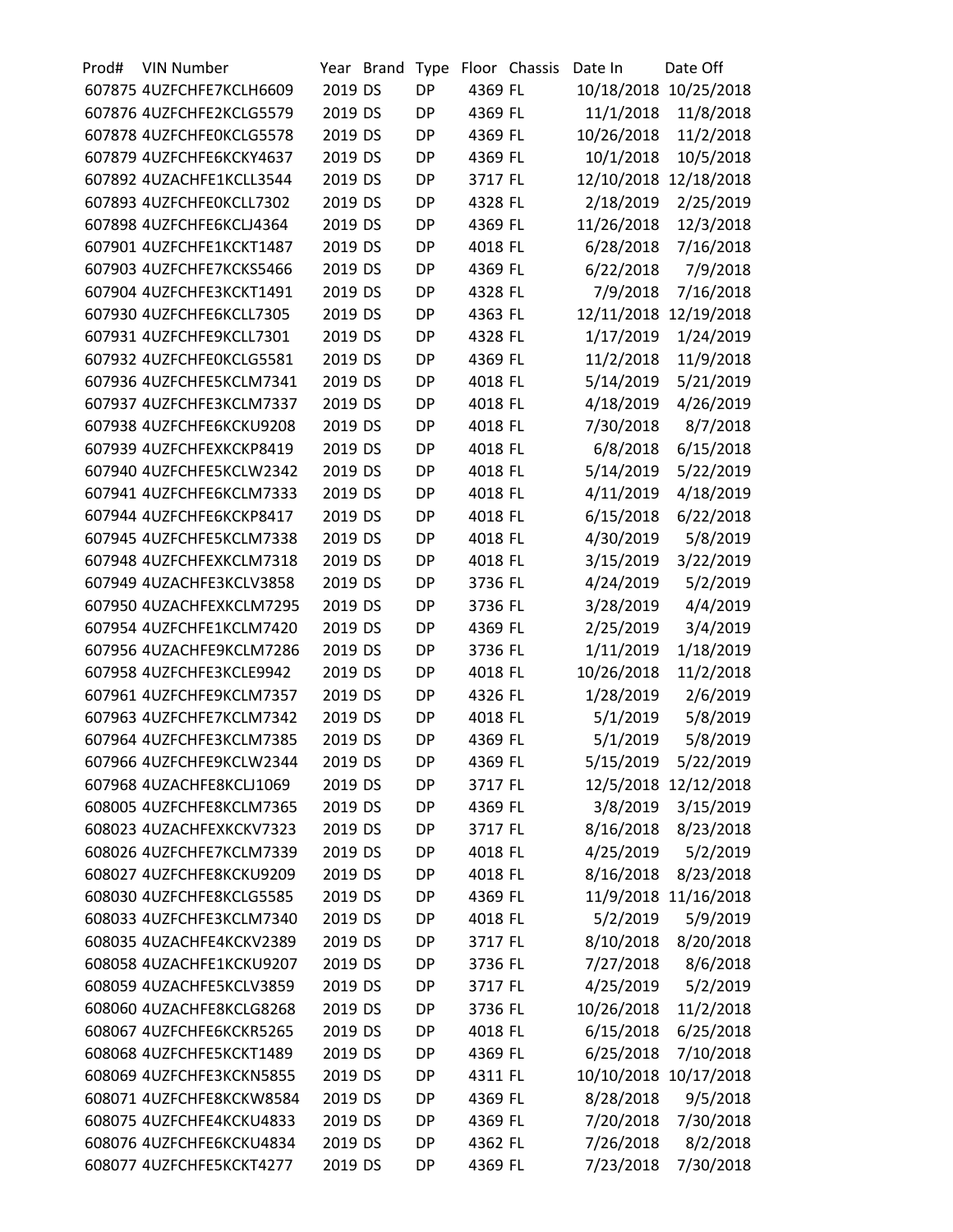| Prod# | VIN Number | Year | Brand | Type | Floor | Chassis | Date In | Date Off |
|---|---|---|---|---|---|---|---|---|
| 607875 | 4UZFCHFE7KCLH6609 | 2019 | DS | DP | 4369 | FL | 10/18/2018 | 10/25/2018 |
| 607876 | 4UZFCHFE2KCLG5579 | 2019 | DS | DP | 4369 | FL | 11/1/2018 | 11/8/2018 |
| 607878 | 4UZFCHFE0KCLG5578 | 2019 | DS | DP | 4369 | FL | 10/26/2018 | 11/2/2018 |
| 607879 | 4UZFCHFE6KCKY4637 | 2019 | DS | DP | 4369 | FL | 10/1/2018 | 10/5/2018 |
| 607892 | 4UZACHFE1KCLL3544 | 2019 | DS | DP | 3717 | FL | 12/10/2018 | 12/18/2018 |
| 607893 | 4UZFCHFE0KCLL7302 | 2019 | DS | DP | 4328 | FL | 2/18/2019 | 2/25/2019 |
| 607898 | 4UZFCHFE6KCLJ4364 | 2019 | DS | DP | 4369 | FL | 11/26/2018 | 12/3/2018 |
| 607901 | 4UZFCHFE1KCKT1487 | 2019 | DS | DP | 4018 | FL | 6/28/2018 | 7/16/2018 |
| 607903 | 4UZFCHFE7KCKS5466 | 2019 | DS | DP | 4369 | FL | 6/22/2018 | 7/9/2018 |
| 607904 | 4UZFCHFE3KCKT1491 | 2019 | DS | DP | 4328 | FL | 7/9/2018 | 7/16/2018 |
| 607930 | 4UZFCHFE6KCLL7305 | 2019 | DS | DP | 4363 | FL | 12/11/2018 | 12/19/2018 |
| 607931 | 4UZFCHFE9KCLL7301 | 2019 | DS | DP | 4328 | FL | 1/17/2019 | 1/24/2019 |
| 607932 | 4UZFCHFE0KCLG5581 | 2019 | DS | DP | 4369 | FL | 11/2/2018 | 11/9/2018 |
| 607936 | 4UZFCHFE5KCLM7341 | 2019 | DS | DP | 4018 | FL | 5/14/2019 | 5/21/2019 |
| 607937 | 4UZFCHFE3KCLM7337 | 2019 | DS | DP | 4018 | FL | 4/18/2019 | 4/26/2019 |
| 607938 | 4UZFCHFE6KCKU9208 | 2019 | DS | DP | 4018 | FL | 7/30/2018 | 8/7/2018 |
| 607939 | 4UZFCHFEXKCKP8419 | 2019 | DS | DP | 4018 | FL | 6/8/2018 | 6/15/2018 |
| 607940 | 4UZFCHFE5KCLW2342 | 2019 | DS | DP | 4018 | FL | 5/14/2019 | 5/22/2019 |
| 607941 | 4UZFCHFE6KCLM7333 | 2019 | DS | DP | 4018 | FL | 4/11/2019 | 4/18/2019 |
| 607944 | 4UZFCHFE6KCKP8417 | 2019 | DS | DP | 4018 | FL | 6/15/2018 | 6/22/2018 |
| 607945 | 4UZFCHFE5KCLM7338 | 2019 | DS | DP | 4018 | FL | 4/30/2019 | 5/8/2019 |
| 607948 | 4UZFCHFEXKCLM7318 | 2019 | DS | DP | 4018 | FL | 3/15/2019 | 3/22/2019 |
| 607949 | 4UZACHFE3KCLV3858 | 2019 | DS | DP | 3736 | FL | 4/24/2019 | 5/2/2019 |
| 607950 | 4UZACHFEXKCLM7295 | 2019 | DS | DP | 3736 | FL | 3/28/2019 | 4/4/2019 |
| 607954 | 4UZFCHFE1KCLM7420 | 2019 | DS | DP | 4369 | FL | 2/25/2019 | 3/4/2019 |
| 607956 | 4UZACHFE9KCLM7286 | 2019 | DS | DP | 3736 | FL | 1/11/2019 | 1/18/2019 |
| 607958 | 4UZFCHFE3KCLE9942 | 2019 | DS | DP | 4018 | FL | 10/26/2018 | 11/2/2018 |
| 607961 | 4UZFCHFE9KCLM7357 | 2019 | DS | DP | 4326 | FL | 1/28/2019 | 2/6/2019 |
| 607963 | 4UZFCHFE7KCLM7342 | 2019 | DS | DP | 4018 | FL | 5/1/2019 | 5/8/2019 |
| 607964 | 4UZFCHFE3KCLM7385 | 2019 | DS | DP | 4369 | FL | 5/1/2019 | 5/8/2019 |
| 607966 | 4UZFCHFE9KCLW2344 | 2019 | DS | DP | 4369 | FL | 5/15/2019 | 5/22/2019 |
| 607968 | 4UZACHFE8KCLJ1069 | 2019 | DS | DP | 3717 | FL | 12/5/2018 | 12/12/2018 |
| 608005 | 4UZFCHFE8KCLM7365 | 2019 | DS | DP | 4369 | FL | 3/8/2019 | 3/15/2019 |
| 608023 | 4UZACHFEXKCKV7323 | 2019 | DS | DP | 3717 | FL | 8/16/2018 | 8/23/2018 |
| 608026 | 4UZFCHFE7KCLM7339 | 2019 | DS | DP | 4018 | FL | 4/25/2019 | 5/2/2019 |
| 608027 | 4UZFCHFE8KCKU9209 | 2019 | DS | DP | 4018 | FL | 8/16/2018 | 8/23/2018 |
| 608030 | 4UZFCHFE8KCLG5585 | 2019 | DS | DP | 4369 | FL | 11/9/2018 | 11/16/2018 |
| 608033 | 4UZFCHFE3KCLM7340 | 2019 | DS | DP | 4018 | FL | 5/2/2019 | 5/9/2019 |
| 608035 | 4UZACHFE4KCKV2389 | 2019 | DS | DP | 3717 | FL | 8/10/2018 | 8/20/2018 |
| 608058 | 4UZACHFE1KCKU9207 | 2019 | DS | DP | 3736 | FL | 7/27/2018 | 8/6/2018 |
| 608059 | 4UZACHFE5KCLV3859 | 2019 | DS | DP | 3717 | FL | 4/25/2019 | 5/2/2019 |
| 608060 | 4UZACHFE8KCLG8268 | 2019 | DS | DP | 3736 | FL | 10/26/2018 | 11/2/2018 |
| 608067 | 4UZFCHFE6KCKR5265 | 2019 | DS | DP | 4018 | FL | 6/15/2018 | 6/25/2018 |
| 608068 | 4UZFCHFE5KCKT1489 | 2019 | DS | DP | 4369 | FL | 6/25/2018 | 7/10/2018 |
| 608069 | 4UZFCHFE3KCKN5855 | 2019 | DS | DP | 4311 | FL | 10/10/2018 | 10/17/2018 |
| 608071 | 4UZFCHFE8KCKW8584 | 2019 | DS | DP | 4369 | FL | 8/28/2018 | 9/5/2018 |
| 608075 | 4UZFCHFE4KCKU4833 | 2019 | DS | DP | 4369 | FL | 7/20/2018 | 7/30/2018 |
| 608076 | 4UZFCHFE6KCKU4834 | 2019 | DS | DP | 4362 | FL | 7/26/2018 | 8/2/2018 |
| 608077 | 4UZFCHFE5KCKT4277 | 2019 | DS | DP | 4369 | FL | 7/23/2018 | 7/30/2018 |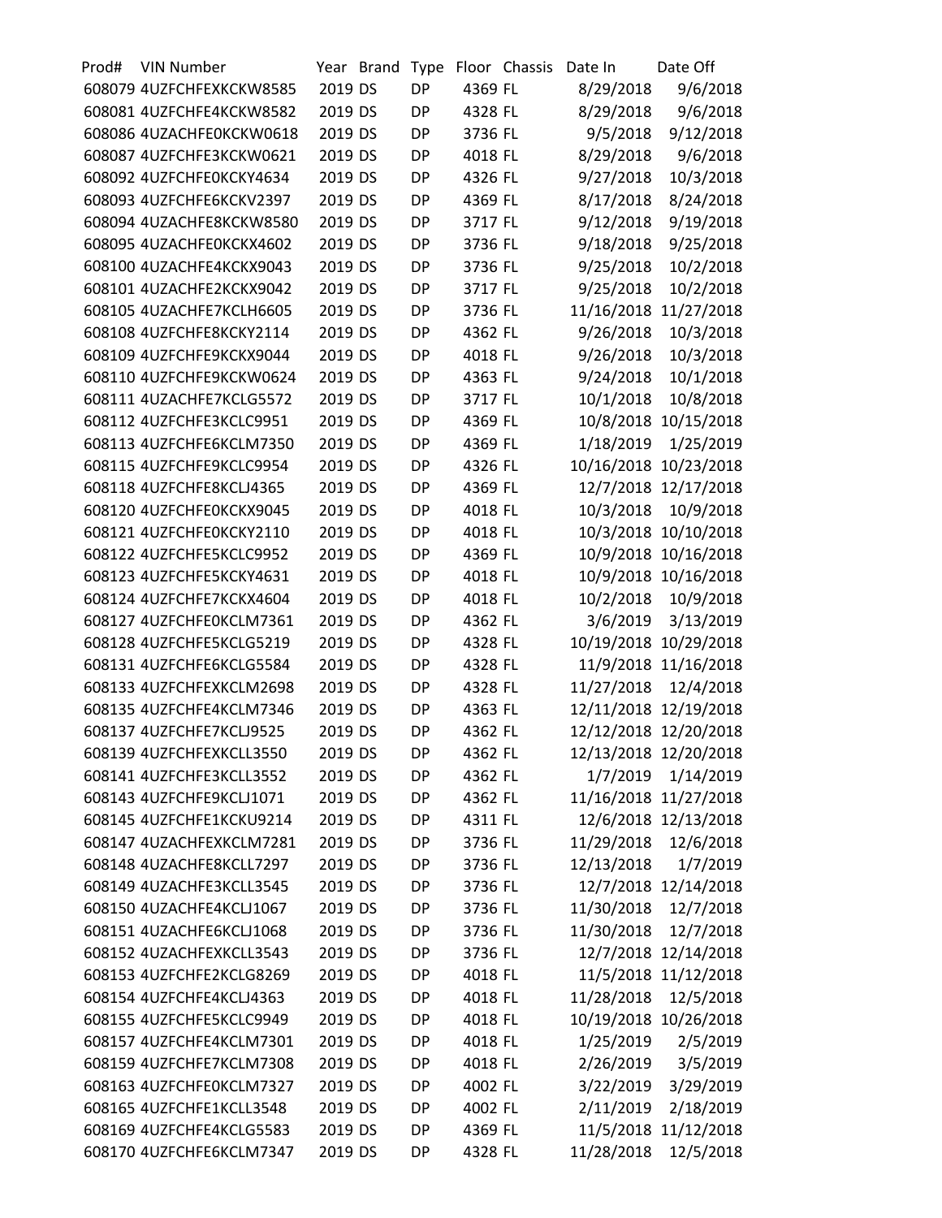| Prod# | VIN Number | Year | Brand | Type | Floor | Chassis | Date In | Date Off |
|---|---|---|---|---|---|---|---|---|
| 608079 | 4UZFCHFEXKCKW8585 | 2019 | DS | DP | 4369 | FL | 8/29/2018 | 9/6/2018 |
| 608081 | 4UZFCHFE4KCKW8582 | 2019 | DS | DP | 4328 | FL | 8/29/2018 | 9/6/2018 |
| 608086 | 4UZACHFE0KCKW0618 | 2019 | DS | DP | 3736 | FL | 9/5/2018 | 9/12/2018 |
| 608087 | 4UZFCHFE3KCKW0621 | 2019 | DS | DP | 4018 | FL | 8/29/2018 | 9/6/2018 |
| 608092 | 4UZFCHFE0KCKY4634 | 2019 | DS | DP | 4326 | FL | 9/27/2018 | 10/3/2018 |
| 608093 | 4UZFCHFE6KCKV2397 | 2019 | DS | DP | 4369 | FL | 8/17/2018 | 8/24/2018 |
| 608094 | 4UZACHFE8KCKW8580 | 2019 | DS | DP | 3717 | FL | 9/12/2018 | 9/19/2018 |
| 608095 | 4UZACHFE0KCKX4602 | 2019 | DS | DP | 3736 | FL | 9/18/2018 | 9/25/2018 |
| 608100 | 4UZACHFE4KCKX9043 | 2019 | DS | DP | 3736 | FL | 9/25/2018 | 10/2/2018 |
| 608101 | 4UZACHFE2KCKX9042 | 2019 | DS | DP | 3717 | FL | 9/25/2018 | 10/2/2018 |
| 608105 | 4UZACHFE7KCLH6605 | 2019 | DS | DP | 3736 | FL | 11/16/2018 | 11/27/2018 |
| 608108 | 4UZFCHFE8KCKY2114 | 2019 | DS | DP | 4362 | FL | 9/26/2018 | 10/3/2018 |
| 608109 | 4UZFCHFE9KCKX9044 | 2019 | DS | DP | 4018 | FL | 9/26/2018 | 10/3/2018 |
| 608110 | 4UZFCHFE9KCKW0624 | 2019 | DS | DP | 4363 | FL | 9/24/2018 | 10/1/2018 |
| 608111 | 4UZACHFE7KCLG5572 | 2019 | DS | DP | 3717 | FL | 10/1/2018 | 10/8/2018 |
| 608112 | 4UZFCHFE3KCLC9951 | 2019 | DS | DP | 4369 | FL | 10/8/2018 | 10/15/2018 |
| 608113 | 4UZFCHFE6KCLM7350 | 2019 | DS | DP | 4369 | FL | 1/18/2019 | 1/25/2019 |
| 608115 | 4UZFCHFE9KCLC9954 | 2019 | DS | DP | 4326 | FL | 10/16/2018 | 10/23/2018 |
| 608118 | 4UZFCHFE8KCLJ4365 | 2019 | DS | DP | 4369 | FL | 12/7/2018 | 12/17/2018 |
| 608120 | 4UZFCHFE0KCKX9045 | 2019 | DS | DP | 4018 | FL | 10/3/2018 | 10/9/2018 |
| 608121 | 4UZFCHFE0KCKY2110 | 2019 | DS | DP | 4018 | FL | 10/3/2018 | 10/10/2018 |
| 608122 | 4UZFCHFE5KCLC9952 | 2019 | DS | DP | 4369 | FL | 10/9/2018 | 10/16/2018 |
| 608123 | 4UZFCHFE5KCKY4631 | 2019 | DS | DP | 4018 | FL | 10/9/2018 | 10/16/2018 |
| 608124 | 4UZFCHFE7KCKX4604 | 2019 | DS | DP | 4018 | FL | 10/2/2018 | 10/9/2018 |
| 608127 | 4UZFCHFE0KCLM7361 | 2019 | DS | DP | 4362 | FL | 3/6/2019 | 3/13/2019 |
| 608128 | 4UZFCHFE5KCLG5219 | 2019 | DS | DP | 4328 | FL | 10/19/2018 | 10/29/2018 |
| 608131 | 4UZFCHFE6KCLG5584 | 2019 | DS | DP | 4328 | FL | 11/9/2018 | 11/16/2018 |
| 608133 | 4UZFCHFEXKCLM2698 | 2019 | DS | DP | 4328 | FL | 11/27/2018 | 12/4/2018 |
| 608135 | 4UZFCHFE4KCLM7346 | 2019 | DS | DP | 4363 | FL | 12/11/2018 | 12/19/2018 |
| 608137 | 4UZFCHFE7KCLJ9525 | 2019 | DS | DP | 4362 | FL | 12/12/2018 | 12/20/2018 |
| 608139 | 4UZFCHFEXKCLL3550 | 2019 | DS | DP | 4362 | FL | 12/13/2018 | 12/20/2018 |
| 608141 | 4UZFCHFE3KCLL3552 | 2019 | DS | DP | 4362 | FL | 1/7/2019 | 1/14/2019 |
| 608143 | 4UZFCHFE9KCLJ1071 | 2019 | DS | DP | 4362 | FL | 11/16/2018 | 11/27/2018 |
| 608145 | 4UZFCHFE1KCKU9214 | 2019 | DS | DP | 4311 | FL | 12/6/2018 | 12/13/2018 |
| 608147 | 4UZACHFEXKCLM7281 | 2019 | DS | DP | 3736 | FL | 11/29/2018 | 12/6/2018 |
| 608148 | 4UZACHFE8KCLL7297 | 2019 | DS | DP | 3736 | FL | 12/13/2018 | 1/7/2019 |
| 608149 | 4UZACHFE3KCLL3545 | 2019 | DS | DP | 3736 | FL | 12/7/2018 | 12/14/2018 |
| 608150 | 4UZACHFE4KCLJ1067 | 2019 | DS | DP | 3736 | FL | 11/30/2018 | 12/7/2018 |
| 608151 | 4UZACHFE6KCLJ1068 | 2019 | DS | DP | 3736 | FL | 11/30/2018 | 12/7/2018 |
| 608152 | 4UZACHFEXKCLL3543 | 2019 | DS | DP | 3736 | FL | 12/7/2018 | 12/14/2018 |
| 608153 | 4UZFCHFE2KCLG8269 | 2019 | DS | DP | 4018 | FL | 11/5/2018 | 11/12/2018 |
| 608154 | 4UZFCHFE4KCLJ4363 | 2019 | DS | DP | 4018 | FL | 11/28/2018 | 12/5/2018 |
| 608155 | 4UZFCHFE5KCLC9949 | 2019 | DS | DP | 4018 | FL | 10/19/2018 | 10/26/2018 |
| 608157 | 4UZFCHFE4KCLM7301 | 2019 | DS | DP | 4018 | FL | 1/25/2019 | 2/5/2019 |
| 608159 | 4UZFCHFE7KCLM7308 | 2019 | DS | DP | 4018 | FL | 2/26/2019 | 3/5/2019 |
| 608163 | 4UZFCHFE0KCLM7327 | 2019 | DS | DP | 4002 | FL | 3/22/2019 | 3/29/2019 |
| 608165 | 4UZFCHFE1KCLL3548 | 2019 | DS | DP | 4002 | FL | 2/11/2019 | 2/18/2019 |
| 608169 | 4UZFCHFE4KCLG5583 | 2019 | DS | DP | 4369 | FL | 11/5/2018 | 11/12/2018 |
| 608170 | 4UZFCHFE6KCLM7347 | 2019 | DS | DP | 4328 | FL | 11/28/2018 | 12/5/2018 |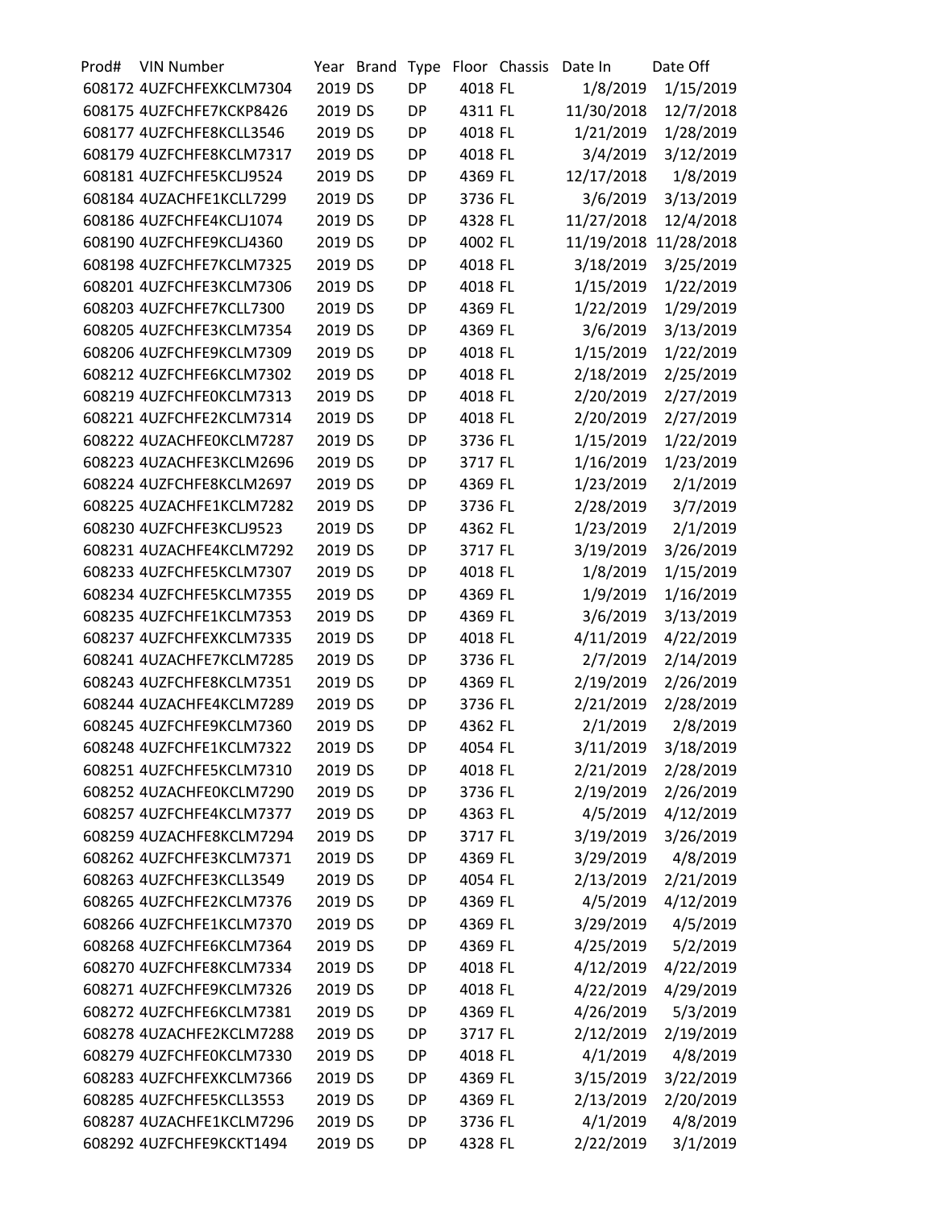| Prod# | VIN Number | Year | Brand | Type | Floor | Chassis | Date In | Date Off |
|---|---|---|---|---|---|---|---|---|
| 608172 | 4UZFCHFEXKCLM7304 | 2019 | DS | DP | 4018 | FL | 1/8/2019 | 1/15/2019 |
| 608175 | 4UZFCHFE7KCKP8426 | 2019 | DS | DP | 4311 | FL | 11/30/2018 | 12/7/2018 |
| 608177 | 4UZFCHFE8KCLL3546 | 2019 | DS | DP | 4018 | FL | 1/21/2019 | 1/28/2019 |
| 608179 | 4UZFCHFE8KCLM7317 | 2019 | DS | DP | 4018 | FL | 3/4/2019 | 3/12/2019 |
| 608181 | 4UZFCHFE5KCLJ9524 | 2019 | DS | DP | 4369 | FL | 12/17/2018 | 1/8/2019 |
| 608184 | 4UZACHFE1KCLL7299 | 2019 | DS | DP | 3736 | FL | 3/6/2019 | 3/13/2019 |
| 608186 | 4UZFCHFE4KCLJ1074 | 2019 | DS | DP | 4328 | FL | 11/27/2018 | 12/4/2018 |
| 608190 | 4UZFCHFE9KCLJ4360 | 2019 | DS | DP | 4002 | FL | 11/19/2018 | 11/28/2018 |
| 608198 | 4UZFCHFE7KCLM7325 | 2019 | DS | DP | 4018 | FL | 3/18/2019 | 3/25/2019 |
| 608201 | 4UZFCHFE3KCLM7306 | 2019 | DS | DP | 4018 | FL | 1/15/2019 | 1/22/2019 |
| 608203 | 4UZFCHFE7KCLL7300 | 2019 | DS | DP | 4369 | FL | 1/22/2019 | 1/29/2019 |
| 608205 | 4UZFCHFE3KCLM7354 | 2019 | DS | DP | 4369 | FL | 3/6/2019 | 3/13/2019 |
| 608206 | 4UZFCHFE9KCLM7309 | 2019 | DS | DP | 4018 | FL | 1/15/2019 | 1/22/2019 |
| 608212 | 4UZFCHFE6KCLM7302 | 2019 | DS | DP | 4018 | FL | 2/18/2019 | 2/25/2019 |
| 608219 | 4UZFCHFE0KCLM7313 | 2019 | DS | DP | 4018 | FL | 2/20/2019 | 2/27/2019 |
| 608221 | 4UZFCHFE2KCLM7314 | 2019 | DS | DP | 4018 | FL | 2/20/2019 | 2/27/2019 |
| 608222 | 4UZACHFE0KCLM7287 | 2019 | DS | DP | 3736 | FL | 1/15/2019 | 1/22/2019 |
| 608223 | 4UZACHFE3KCLM2696 | 2019 | DS | DP | 3717 | FL | 1/16/2019 | 1/23/2019 |
| 608224 | 4UZFCHFE8KCLM2697 | 2019 | DS | DP | 4369 | FL | 1/23/2019 | 2/1/2019 |
| 608225 | 4UZACHFE1KCLM7282 | 2019 | DS | DP | 3736 | FL | 2/28/2019 | 3/7/2019 |
| 608230 | 4UZFCHFE3KCLJ9523 | 2019 | DS | DP | 4362 | FL | 1/23/2019 | 2/1/2019 |
| 608231 | 4UZACHFE4KCLM7292 | 2019 | DS | DP | 3717 | FL | 3/19/2019 | 3/26/2019 |
| 608233 | 4UZFCHFE5KCLM7307 | 2019 | DS | DP | 4018 | FL | 1/8/2019 | 1/15/2019 |
| 608234 | 4UZFCHFE5KCLM7355 | 2019 | DS | DP | 4369 | FL | 1/9/2019 | 1/16/2019 |
| 608235 | 4UZFCHFE1KCLM7353 | 2019 | DS | DP | 4369 | FL | 3/6/2019 | 3/13/2019 |
| 608237 | 4UZFCHFEXKCLM7335 | 2019 | DS | DP | 4018 | FL | 4/11/2019 | 4/22/2019 |
| 608241 | 4UZACHFE7KCLM7285 | 2019 | DS | DP | 3736 | FL | 2/7/2019 | 2/14/2019 |
| 608243 | 4UZFCHFE8KCLM7351 | 2019 | DS | DP | 4369 | FL | 2/19/2019 | 2/26/2019 |
| 608244 | 4UZACHFE4KCLM7289 | 2019 | DS | DP | 3736 | FL | 2/21/2019 | 2/28/2019 |
| 608245 | 4UZFCHFE9KCLM7360 | 2019 | DS | DP | 4362 | FL | 2/1/2019 | 2/8/2019 |
| 608248 | 4UZFCHFE1KCLM7322 | 2019 | DS | DP | 4054 | FL | 3/11/2019 | 3/18/2019 |
| 608251 | 4UZFCHFE5KCLM7310 | 2019 | DS | DP | 4018 | FL | 2/21/2019 | 2/28/2019 |
| 608252 | 4UZACHFE0KCLM7290 | 2019 | DS | DP | 3736 | FL | 2/19/2019 | 2/26/2019 |
| 608257 | 4UZFCHFE4KCLM7377 | 2019 | DS | DP | 4363 | FL | 4/5/2019 | 4/12/2019 |
| 608259 | 4UZACHFE8KCLM7294 | 2019 | DS | DP | 3717 | FL | 3/19/2019 | 3/26/2019 |
| 608262 | 4UZFCHFE3KCLM7371 | 2019 | DS | DP | 4369 | FL | 3/29/2019 | 4/8/2019 |
| 608263 | 4UZFCHFE3KCLL3549 | 2019 | DS | DP | 4054 | FL | 2/13/2019 | 2/21/2019 |
| 608265 | 4UZFCHFE2KCLM7376 | 2019 | DS | DP | 4369 | FL | 4/5/2019 | 4/12/2019 |
| 608266 | 4UZFCHFE1KCLM7370 | 2019 | DS | DP | 4369 | FL | 3/29/2019 | 4/5/2019 |
| 608268 | 4UZFCHFE6KCLM7364 | 2019 | DS | DP | 4369 | FL | 4/25/2019 | 5/2/2019 |
| 608270 | 4UZFCHFE8KCLM7334 | 2019 | DS | DP | 4018 | FL | 4/12/2019 | 4/22/2019 |
| 608271 | 4UZFCHFE9KCLM7326 | 2019 | DS | DP | 4018 | FL | 4/22/2019 | 4/29/2019 |
| 608272 | 4UZFCHFE6KCLM7381 | 2019 | DS | DP | 4369 | FL | 4/26/2019 | 5/3/2019 |
| 608278 | 4UZACHFE2KCLM7288 | 2019 | DS | DP | 3717 | FL | 2/12/2019 | 2/19/2019 |
| 608279 | 4UZFCHFE0KCLM7330 | 2019 | DS | DP | 4018 | FL | 4/1/2019 | 4/8/2019 |
| 608283 | 4UZFCHFEXKCLM7366 | 2019 | DS | DP | 4369 | FL | 3/15/2019 | 3/22/2019 |
| 608285 | 4UZFCHFE5KCLL3553 | 2019 | DS | DP | 4369 | FL | 2/13/2019 | 2/20/2019 |
| 608287 | 4UZACHFE1KCLM7296 | 2019 | DS | DP | 3736 | FL | 4/1/2019 | 4/8/2019 |
| 608292 | 4UZFCHFE9KCKT1494 | 2019 | DS | DP | 4328 | FL | 2/22/2019 | 3/1/2019 |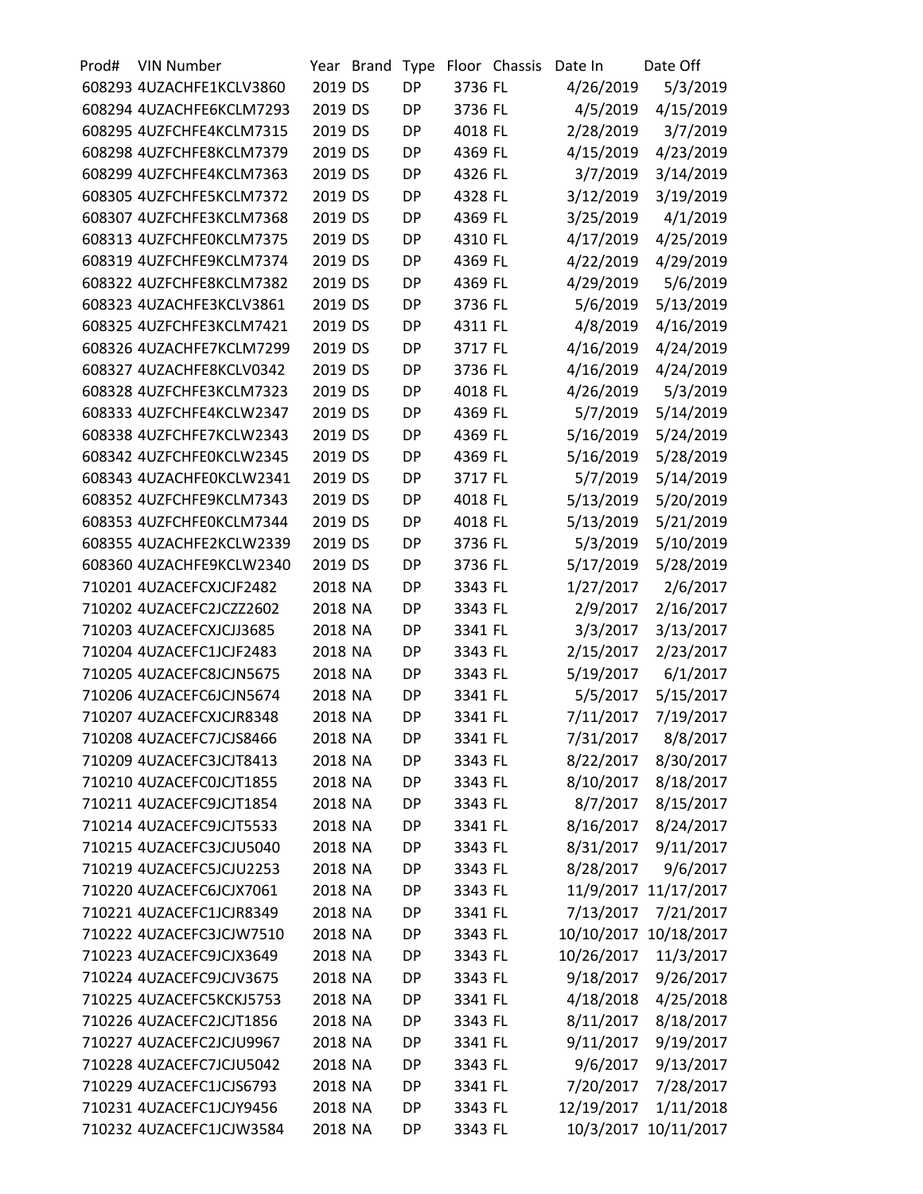| Prod# | VIN Number | Year | Brand | Type | Floor | Chassis | Date In | Date Off |
|---|---|---|---|---|---|---|---|---|
| 608293 | 4UZACHFE1KCLV3860 | 2019 | DS | DP | 3736 | FL | 4/26/2019 | 5/3/2019 |
| 608294 | 4UZACHFE6KCLM7293 | 2019 | DS | DP | 3736 | FL | 4/5/2019 | 4/15/2019 |
| 608295 | 4UZFCHFE4KCLM7315 | 2019 | DS | DP | 4018 | FL | 2/28/2019 | 3/7/2019 |
| 608298 | 4UZFCHFE8KCLM7379 | 2019 | DS | DP | 4369 | FL | 4/15/2019 | 4/23/2019 |
| 608299 | 4UZFCHFE4KCLM7363 | 2019 | DS | DP | 4326 | FL | 3/7/2019 | 3/14/2019 |
| 608305 | 4UZFCHFE5KCLM7372 | 2019 | DS | DP | 4328 | FL | 3/12/2019 | 3/19/2019 |
| 608307 | 4UZFCHFE3KCLM7368 | 2019 | DS | DP | 4369 | FL | 3/25/2019 | 4/1/2019 |
| 608313 | 4UZFCHFE0KCLM7375 | 2019 | DS | DP | 4310 | FL | 4/17/2019 | 4/25/2019 |
| 608319 | 4UZFCHFE9KCLM7374 | 2019 | DS | DP | 4369 | FL | 4/22/2019 | 4/29/2019 |
| 608322 | 4UZFCHFE8KCLM7382 | 2019 | DS | DP | 4369 | FL | 4/29/2019 | 5/6/2019 |
| 608323 | 4UZACHFE3KCLV3861 | 2019 | DS | DP | 3736 | FL | 5/6/2019 | 5/13/2019 |
| 608325 | 4UZFCHFE3KCLM7421 | 2019 | DS | DP | 4311 | FL | 4/8/2019 | 4/16/2019 |
| 608326 | 4UZACHFE7KCLM7299 | 2019 | DS | DP | 3717 | FL | 4/16/2019 | 4/24/2019 |
| 608327 | 4UZACHFE8KCLV0342 | 2019 | DS | DP | 3736 | FL | 4/16/2019 | 4/24/2019 |
| 608328 | 4UZFCHFE3KCLM7323 | 2019 | DS | DP | 4018 | FL | 4/26/2019 | 5/3/2019 |
| 608333 | 4UZFCHFE4KCLW2347 | 2019 | DS | DP | 4369 | FL | 5/7/2019 | 5/14/2019 |
| 608338 | 4UZFCHFE7KCLW2343 | 2019 | DS | DP | 4369 | FL | 5/16/2019 | 5/24/2019 |
| 608342 | 4UZFCHFE0KCLW2345 | 2019 | DS | DP | 4369 | FL | 5/16/2019 | 5/28/2019 |
| 608343 | 4UZACHFE0KCLW2341 | 2019 | DS | DP | 3717 | FL | 5/7/2019 | 5/14/2019 |
| 608352 | 4UZFCHFE9KCLM7343 | 2019 | DS | DP | 4018 | FL | 5/13/2019 | 5/20/2019 |
| 608353 | 4UZFCHFE0KCLM7344 | 2019 | DS | DP | 4018 | FL | 5/13/2019 | 5/21/2019 |
| 608355 | 4UZACHFE2KCLW2339 | 2019 | DS | DP | 3736 | FL | 5/3/2019 | 5/10/2019 |
| 608360 | 4UZACHFE9KCLW2340 | 2019 | DS | DP | 3736 | FL | 5/17/2019 | 5/28/2019 |
| 710201 | 4UZACEFCXJCJF2482 | 2018 | NA | DP | 3343 | FL | 1/27/2017 | 2/6/2017 |
| 710202 | 4UZACEFC2JCZZ2602 | 2018 | NA | DP | 3343 | FL | 2/9/2017 | 2/16/2017 |
| 710203 | 4UZACEFCXJCJJ3685 | 2018 | NA | DP | 3341 | FL | 3/3/2017 | 3/13/2017 |
| 710204 | 4UZACEFC1JCJF2483 | 2018 | NA | DP | 3343 | FL | 2/15/2017 | 2/23/2017 |
| 710205 | 4UZACEFC8JCJN5675 | 2018 | NA | DP | 3343 | FL | 5/19/2017 | 6/1/2017 |
| 710206 | 4UZACEFC6JCJN5674 | 2018 | NA | DP | 3341 | FL | 5/5/2017 | 5/15/2017 |
| 710207 | 4UZACEFCXJCJR8348 | 2018 | NA | DP | 3341 | FL | 7/11/2017 | 7/19/2017 |
| 710208 | 4UZACEFC7JCJS8466 | 2018 | NA | DP | 3341 | FL | 7/31/2017 | 8/8/2017 |
| 710209 | 4UZACEFC3JCJT8413 | 2018 | NA | DP | 3343 | FL | 8/22/2017 | 8/30/2017 |
| 710210 | 4UZACEFC0JCJT1855 | 2018 | NA | DP | 3343 | FL | 8/10/2017 | 8/18/2017 |
| 710211 | 4UZACEFC9JCJT1854 | 2018 | NA | DP | 3343 | FL | 8/7/2017 | 8/15/2017 |
| 710214 | 4UZACEFC9JCJT5533 | 2018 | NA | DP | 3341 | FL | 8/16/2017 | 8/24/2017 |
| 710215 | 4UZACEFC3JCJU5040 | 2018 | NA | DP | 3343 | FL | 8/31/2017 | 9/11/2017 |
| 710219 | 4UZACEFC5JCJU2253 | 2018 | NA | DP | 3343 | FL | 8/28/2017 | 9/6/2017 |
| 710220 | 4UZACEFC6JCJX7061 | 2018 | NA | DP | 3343 | FL | 11/9/2017 | 11/17/2017 |
| 710221 | 4UZACEFC1JCJR8349 | 2018 | NA | DP | 3341 | FL | 7/13/2017 | 7/21/2017 |
| 710222 | 4UZACEFC3JCJW7510 | 2018 | NA | DP | 3343 | FL | 10/10/2017 | 10/18/2017 |
| 710223 | 4UZACEFC9JCJX3649 | 2018 | NA | DP | 3343 | FL | 10/26/2017 | 11/3/2017 |
| 710224 | 4UZACEFC9JCJV3675 | 2018 | NA | DP | 3343 | FL | 9/18/2017 | 9/26/2017 |
| 710225 | 4UZACEFC5KCKJ5753 | 2018 | NA | DP | 3341 | FL | 4/18/2018 | 4/25/2018 |
| 710226 | 4UZACEFC2JCJT1856 | 2018 | NA | DP | 3343 | FL | 8/11/2017 | 8/18/2017 |
| 710227 | 4UZACEFC2JCJU9967 | 2018 | NA | DP | 3341 | FL | 9/11/2017 | 9/19/2017 |
| 710228 | 4UZACEFC7JCJU5042 | 2018 | NA | DP | 3343 | FL | 9/6/2017 | 9/13/2017 |
| 710229 | 4UZACEFC1JCJS6793 | 2018 | NA | DP | 3341 | FL | 7/20/2017 | 7/28/2017 |
| 710231 | 4UZACEFC1JCJY9456 | 2018 | NA | DP | 3343 | FL | 12/19/2017 | 1/11/2018 |
| 710232 | 4UZACEFC1JCJW3584 | 2018 | NA | DP | 3343 | FL | 10/3/2017 | 10/11/2017 |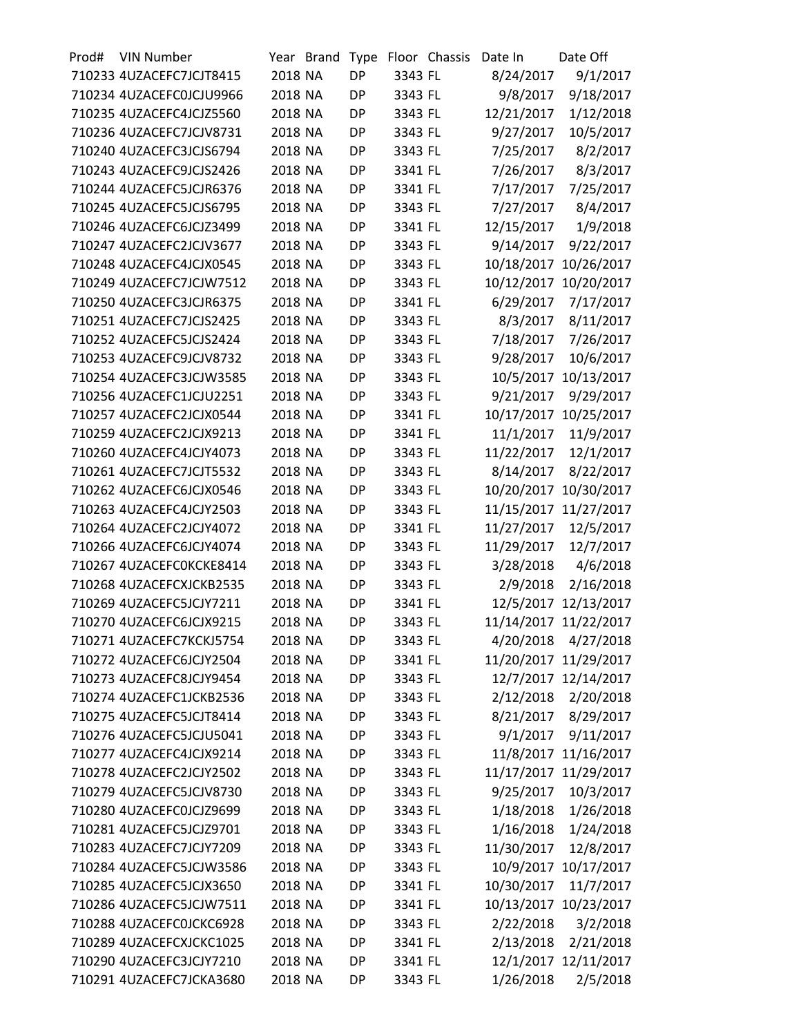| Prod# | VIN Number | Year | Brand | Type | Floor | Chassis | Date In | Date Off |
|---|---|---|---|---|---|---|---|---|
| 710233 | 4UZACEFC7JCJT8415 | 2018 | NA | DP | 3343 | FL | 8/24/2017 | 9/1/2017 |
| 710234 | 4UZACEFC0JCJU9966 | 2018 | NA | DP | 3343 | FL | 9/8/2017 | 9/18/2017 |
| 710235 | 4UZACEFC4JCJZ5560 | 2018 | NA | DP | 3343 | FL | 12/21/2017 | 1/12/2018 |
| 710236 | 4UZACEFC7JCJV8731 | 2018 | NA | DP | 3343 | FL | 9/27/2017 | 10/5/2017 |
| 710240 | 4UZACEFC3JCJS6794 | 2018 | NA | DP | 3343 | FL | 7/25/2017 | 8/2/2017 |
| 710243 | 4UZACEFC9JCJS2426 | 2018 | NA | DP | 3341 | FL | 7/26/2017 | 8/3/2017 |
| 710244 | 4UZACEFC5JCJR6376 | 2018 | NA | DP | 3341 | FL | 7/17/2017 | 7/25/2017 |
| 710245 | 4UZACEFC5JCJS6795 | 2018 | NA | DP | 3343 | FL | 7/27/2017 | 8/4/2017 |
| 710246 | 4UZACEFC6JCJZ3499 | 2018 | NA | DP | 3341 | FL | 12/15/2017 | 1/9/2018 |
| 710247 | 4UZACEFC2JCJV3677 | 2018 | NA | DP | 3343 | FL | 9/14/2017 | 9/22/2017 |
| 710248 | 4UZACEFC4JCJX0545 | 2018 | NA | DP | 3343 | FL | 10/18/2017 | 10/26/2017 |
| 710249 | 4UZACEFC7JCJW7512 | 2018 | NA | DP | 3343 | FL | 10/12/2017 | 10/20/2017 |
| 710250 | 4UZACEFC3JCJR6375 | 2018 | NA | DP | 3341 | FL | 6/29/2017 | 7/17/2017 |
| 710251 | 4UZACEFC7JCJS2425 | 2018 | NA | DP | 3343 | FL | 8/3/2017 | 8/11/2017 |
| 710252 | 4UZACEFC5JCJS2424 | 2018 | NA | DP | 3343 | FL | 7/18/2017 | 7/26/2017 |
| 710253 | 4UZACEFC9JCJV8732 | 2018 | NA | DP | 3343 | FL | 9/28/2017 | 10/6/2017 |
| 710254 | 4UZACEFC3JCJW3585 | 2018 | NA | DP | 3343 | FL | 10/5/2017 | 10/13/2017 |
| 710256 | 4UZACEFC1JCJU2251 | 2018 | NA | DP | 3343 | FL | 9/21/2017 | 9/29/2017 |
| 710257 | 4UZACEFC2JCJX0544 | 2018 | NA | DP | 3341 | FL | 10/17/2017 | 10/25/2017 |
| 710259 | 4UZACEFC2JCJX9213 | 2018 | NA | DP | 3341 | FL | 11/1/2017 | 11/9/2017 |
| 710260 | 4UZACEFC4JCJY4073 | 2018 | NA | DP | 3343 | FL | 11/22/2017 | 12/1/2017 |
| 710261 | 4UZACEFC7JCJT5532 | 2018 | NA | DP | 3343 | FL | 8/14/2017 | 8/22/2017 |
| 710262 | 4UZACEFC6JCJX0546 | 2018 | NA | DP | 3343 | FL | 10/20/2017 | 10/30/2017 |
| 710263 | 4UZACEFC4JCJY2503 | 2018 | NA | DP | 3343 | FL | 11/15/2017 | 11/27/2017 |
| 710264 | 4UZACEFC2JCJY4072 | 2018 | NA | DP | 3341 | FL | 11/27/2017 | 12/5/2017 |
| 710266 | 4UZACEFC6JCJY4074 | 2018 | NA | DP | 3343 | FL | 11/29/2017 | 12/7/2017 |
| 710267 | 4UZACEFC0KCKE8414 | 2018 | NA | DP | 3343 | FL | 3/28/2018 | 4/6/2018 |
| 710268 | 4UZACEFCXJCKB2535 | 2018 | NA | DP | 3343 | FL | 2/9/2018 | 2/16/2018 |
| 710269 | 4UZACEFC5JCJY7211 | 2018 | NA | DP | 3341 | FL | 12/5/2017 | 12/13/2017 |
| 710270 | 4UZACEFC6JCJX9215 | 2018 | NA | DP | 3343 | FL | 11/14/2017 | 11/22/2017 |
| 710271 | 4UZACEFC7KCKJ5754 | 2018 | NA | DP | 3343 | FL | 4/20/2018 | 4/27/2018 |
| 710272 | 4UZACEFC6JCJY2504 | 2018 | NA | DP | 3341 | FL | 11/20/2017 | 11/29/2017 |
| 710273 | 4UZACEFC8JCJY9454 | 2018 | NA | DP | 3343 | FL | 12/7/2017 | 12/14/2017 |
| 710274 | 4UZACEFC1JCKB2536 | 2018 | NA | DP | 3343 | FL | 2/12/2018 | 2/20/2018 |
| 710275 | 4UZACEFC5JCJT8414 | 2018 | NA | DP | 3343 | FL | 8/21/2017 | 8/29/2017 |
| 710276 | 4UZACEFC5JCJU5041 | 2018 | NA | DP | 3343 | FL | 9/1/2017 | 9/11/2017 |
| 710277 | 4UZACEFC4JCJX9214 | 2018 | NA | DP | 3343 | FL | 11/8/2017 | 11/16/2017 |
| 710278 | 4UZACEFC2JCJY2502 | 2018 | NA | DP | 3343 | FL | 11/17/2017 | 11/29/2017 |
| 710279 | 4UZACEFC5JCJV8730 | 2018 | NA | DP | 3343 | FL | 9/25/2017 | 10/3/2017 |
| 710280 | 4UZACEFC0JCJZ9699 | 2018 | NA | DP | 3343 | FL | 1/18/2018 | 1/26/2018 |
| 710281 | 4UZACEFC5JCJZ9701 | 2018 | NA | DP | 3343 | FL | 1/16/2018 | 1/24/2018 |
| 710283 | 4UZACEFC7JCJY7209 | 2018 | NA | DP | 3343 | FL | 11/30/2017 | 12/8/2017 |
| 710284 | 4UZACEFC5JCJW3586 | 2018 | NA | DP | 3343 | FL | 10/9/2017 | 10/17/2017 |
| 710285 | 4UZACEFC5JCJX3650 | 2018 | NA | DP | 3341 | FL | 10/30/2017 | 11/7/2017 |
| 710286 | 4UZACEFC5JCJW7511 | 2018 | NA | DP | 3341 | FL | 10/13/2017 | 10/23/2017 |
| 710288 | 4UZACEFC0JCKC6928 | 2018 | NA | DP | 3343 | FL | 2/22/2018 | 3/2/2018 |
| 710289 | 4UZACEFCXJCKC1025 | 2018 | NA | DP | 3341 | FL | 2/13/2018 | 2/21/2018 |
| 710290 | 4UZACEFC3JCJY7210 | 2018 | NA | DP | 3341 | FL | 12/1/2017 | 12/11/2017 |
| 710291 | 4UZACEFC7JCKA3680 | 2018 | NA | DP | 3343 | FL | 1/26/2018 | 2/5/2018 |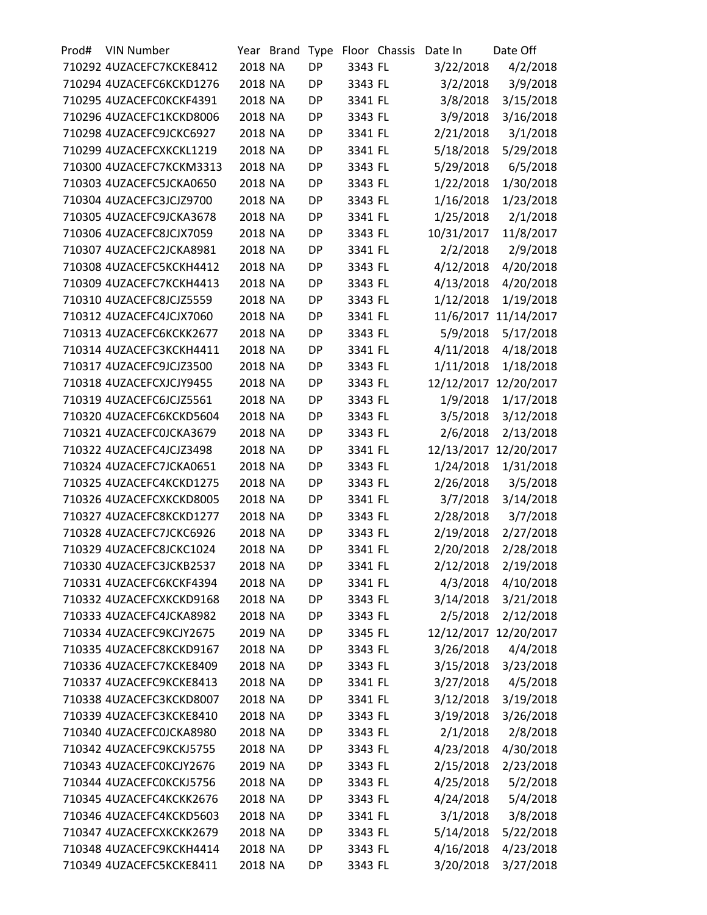| Prod# | VIN Number | Year | Brand | Type | Floor | Chassis | Date In | Date Off |
|---|---|---|---|---|---|---|---|---|
| 710292 | 4UZACEFC7KCKE8412 | 2018 | NA | DP | 3343 | FL | 3/22/2018 | 4/2/2018 |
| 710294 | 4UZACEFC6KCKD1276 | 2018 | NA | DP | 3343 | FL | 3/2/2018 | 3/9/2018 |
| 710295 | 4UZACEFC0KCKF4391 | 2018 | NA | DP | 3341 | FL | 3/8/2018 | 3/15/2018 |
| 710296 | 4UZACEFC1KCKD8006 | 2018 | NA | DP | 3343 | FL | 3/9/2018 | 3/16/2018 |
| 710298 | 4UZACEFC9JCKC6927 | 2018 | NA | DP | 3341 | FL | 2/21/2018 | 3/1/2018 |
| 710299 | 4UZACEFCXKCKL1219 | 2018 | NA | DP | 3341 | FL | 5/18/2018 | 5/29/2018 |
| 710300 | 4UZACEFC7KCKM3313 | 2018 | NA | DP | 3343 | FL | 5/29/2018 | 6/5/2018 |
| 710303 | 4UZACEFC5JCKA0650 | 2018 | NA | DP | 3343 | FL | 1/22/2018 | 1/30/2018 |
| 710304 | 4UZACEFC3JCJZ9700 | 2018 | NA | DP | 3343 | FL | 1/16/2018 | 1/23/2018 |
| 710305 | 4UZACEFC9JCKA3678 | 2018 | NA | DP | 3341 | FL | 1/25/2018 | 2/1/2018 |
| 710306 | 4UZACEFC8JCJX7059 | 2018 | NA | DP | 3343 | FL | 10/31/2017 | 11/8/2017 |
| 710307 | 4UZACEFC2JCKA8981 | 2018 | NA | DP | 3341 | FL | 2/2/2018 | 2/9/2018 |
| 710308 | 4UZACEFC5KCKH4412 | 2018 | NA | DP | 3343 | FL | 4/12/2018 | 4/20/2018 |
| 710309 | 4UZACEFC7KCKH4413 | 2018 | NA | DP | 3343 | FL | 4/13/2018 | 4/20/2018 |
| 710310 | 4UZACEFC8JCJZ5559 | 2018 | NA | DP | 3343 | FL | 1/12/2018 | 1/19/2018 |
| 710312 | 4UZACEFC4JCJX7060 | 2018 | NA | DP | 3341 | FL | 11/6/2017 | 11/14/2017 |
| 710313 | 4UZACEFC6KCKK2677 | 2018 | NA | DP | 3343 | FL | 5/9/2018 | 5/17/2018 |
| 710314 | 4UZACEFC3KCKH4411 | 2018 | NA | DP | 3341 | FL | 4/11/2018 | 4/18/2018 |
| 710317 | 4UZACEFC9JCJZ3500 | 2018 | NA | DP | 3343 | FL | 1/11/2018 | 1/18/2018 |
| 710318 | 4UZACEFCXJCJY9455 | 2018 | NA | DP | 3343 | FL | 12/12/2017 | 12/20/2017 |
| 710319 | 4UZACEFC6JCJZ5561 | 2018 | NA | DP | 3343 | FL | 1/9/2018 | 1/17/2018 |
| 710320 | 4UZACEFC6KCKD5604 | 2018 | NA | DP | 3343 | FL | 3/5/2018 | 3/12/2018 |
| 710321 | 4UZACEFC0JCKA3679 | 2018 | NA | DP | 3343 | FL | 2/6/2018 | 2/13/2018 |
| 710322 | 4UZACEFC4JCJZ3498 | 2018 | NA | DP | 3341 | FL | 12/13/2017 | 12/20/2017 |
| 710324 | 4UZACEFC7JCKA0651 | 2018 | NA | DP | 3343 | FL | 1/24/2018 | 1/31/2018 |
| 710325 | 4UZACEFC4KCKD1275 | 2018 | NA | DP | 3343 | FL | 2/26/2018 | 3/5/2018 |
| 710326 | 4UZACEFCXKCKD8005 | 2018 | NA | DP | 3341 | FL | 3/7/2018 | 3/14/2018 |
| 710327 | 4UZACEFC8KCKD1277 | 2018 | NA | DP | 3343 | FL | 2/28/2018 | 3/7/2018 |
| 710328 | 4UZACEFC7JCKC6926 | 2018 | NA | DP | 3343 | FL | 2/19/2018 | 2/27/2018 |
| 710329 | 4UZACEFC8JCKC1024 | 2018 | NA | DP | 3341 | FL | 2/20/2018 | 2/28/2018 |
| 710330 | 4UZACEFC3JCKB2537 | 2018 | NA | DP | 3341 | FL | 2/12/2018 | 2/19/2018 |
| 710331 | 4UZACEFC6KCKF4394 | 2018 | NA | DP | 3341 | FL | 4/3/2018 | 4/10/2018 |
| 710332 | 4UZACEFCXKCKD9168 | 2018 | NA | DP | 3343 | FL | 3/14/2018 | 3/21/2018 |
| 710333 | 4UZACEFC4JCKA8982 | 2018 | NA | DP | 3343 | FL | 2/5/2018 | 2/12/2018 |
| 710334 | 4UZACEFC9KCJY2675 | 2019 | NA | DP | 3345 | FL | 12/12/2017 | 12/20/2017 |
| 710335 | 4UZACEFC8KCKD9167 | 2018 | NA | DP | 3343 | FL | 3/26/2018 | 4/4/2018 |
| 710336 | 4UZACEFC7KCKE8409 | 2018 | NA | DP | 3343 | FL | 3/15/2018 | 3/23/2018 |
| 710337 | 4UZACEFC9KCKE8413 | 2018 | NA | DP | 3341 | FL | 3/27/2018 | 4/5/2018 |
| 710338 | 4UZACEFC3KCKD8007 | 2018 | NA | DP | 3341 | FL | 3/12/2018 | 3/19/2018 |
| 710339 | 4UZACEFC3KCKE8410 | 2018 | NA | DP | 3343 | FL | 3/19/2018 | 3/26/2018 |
| 710340 | 4UZACEFC0JCKA8980 | 2018 | NA | DP | 3343 | FL | 2/1/2018 | 2/8/2018 |
| 710342 | 4UZACEFC9KCKJ5755 | 2018 | NA | DP | 3343 | FL | 4/23/2018 | 4/30/2018 |
| 710343 | 4UZACEFC0KCJY2676 | 2019 | NA | DP | 3343 | FL | 2/15/2018 | 2/23/2018 |
| 710344 | 4UZACEFC0KCKJ5756 | 2018 | NA | DP | 3343 | FL | 4/25/2018 | 5/2/2018 |
| 710345 | 4UZACEFC4KCKK2676 | 2018 | NA | DP | 3343 | FL | 4/24/2018 | 5/4/2018 |
| 710346 | 4UZACEFC4KCKD5603 | 2018 | NA | DP | 3341 | FL | 3/1/2018 | 3/8/2018 |
| 710347 | 4UZACEFCXKCKK2679 | 2018 | NA | DP | 3343 | FL | 5/14/2018 | 5/22/2018 |
| 710348 | 4UZACEFC9KCKH4414 | 2018 | NA | DP | 3343 | FL | 4/16/2018 | 4/23/2018 |
| 710349 | 4UZACEFC5KCKE8411 | 2018 | NA | DP | 3343 | FL | 3/20/2018 | 3/27/2018 |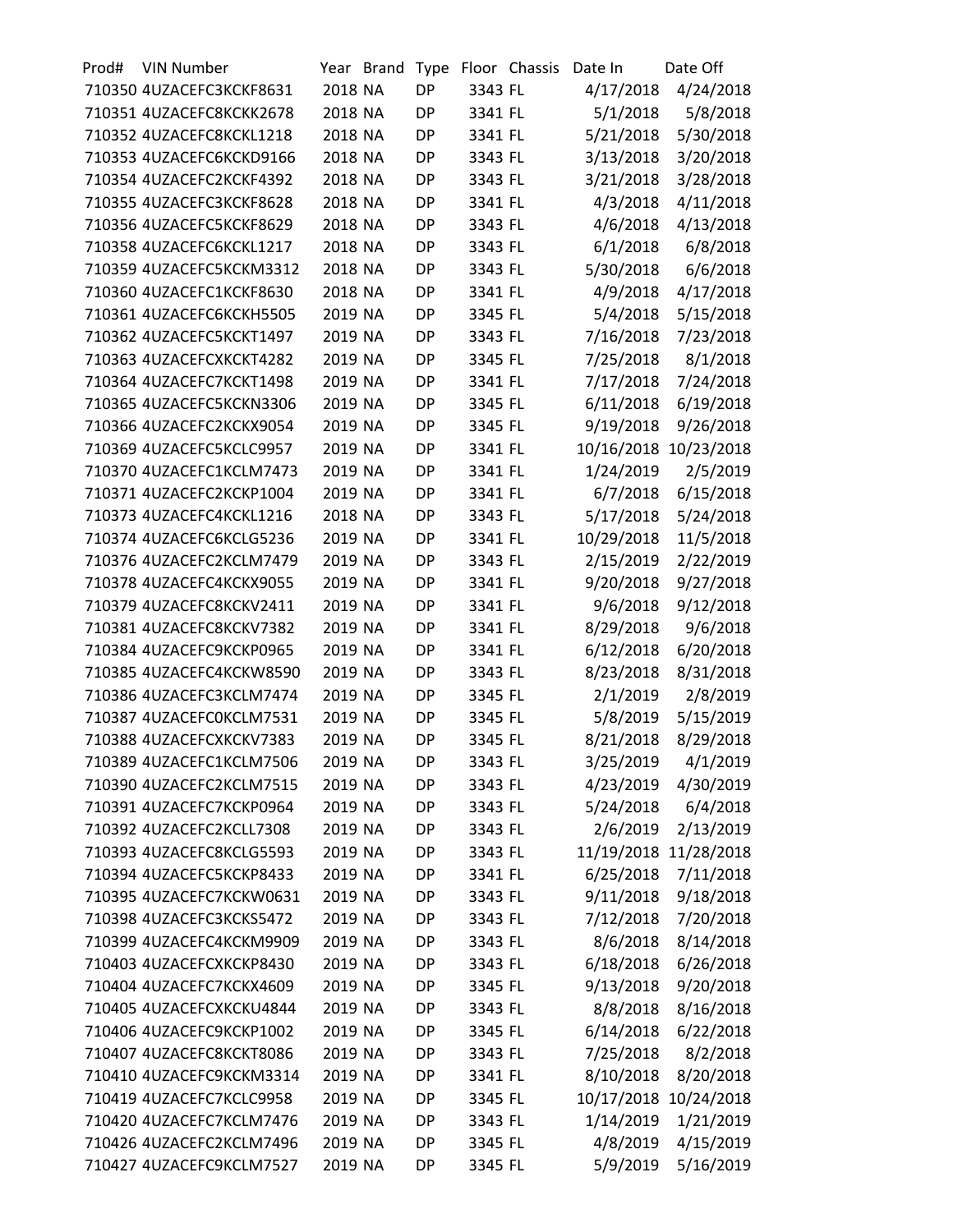| Prod# | VIN Number | Year | Brand | Type | Floor | Chassis | Date In | Date Off |
|---|---|---|---|---|---|---|---|---|
| 710350 | 4UZACEFC3KCKF8631 | 2018 | NA | DP | 3343 | FL | 4/17/2018 | 4/24/2018 |
| 710351 | 4UZACEFC8KCKK2678 | 2018 | NA | DP | 3341 | FL | 5/1/2018 | 5/8/2018 |
| 710352 | 4UZACEFC8KCKL1218 | 2018 | NA | DP | 3341 | FL | 5/21/2018 | 5/30/2018 |
| 710353 | 4UZACEFC6KCKD9166 | 2018 | NA | DP | 3343 | FL | 3/13/2018 | 3/20/2018 |
| 710354 | 4UZACEFC2KCKF4392 | 2018 | NA | DP | 3343 | FL | 3/21/2018 | 3/28/2018 |
| 710355 | 4UZACEFC3KCKF8628 | 2018 | NA | DP | 3341 | FL | 4/3/2018 | 4/11/2018 |
| 710356 | 4UZACEFC5KCKF8629 | 2018 | NA | DP | 3343 | FL | 4/6/2018 | 4/13/2018 |
| 710358 | 4UZACEFC6KCKL1217 | 2018 | NA | DP | 3343 | FL | 6/1/2018 | 6/8/2018 |
| 710359 | 4UZACEFC5KCKM3312 | 2018 | NA | DP | 3343 | FL | 5/30/2018 | 6/6/2018 |
| 710360 | 4UZACEFC1KCKF8630 | 2018 | NA | DP | 3341 | FL | 4/9/2018 | 4/17/2018 |
| 710361 | 4UZACEFC6KCKH5505 | 2019 | NA | DP | 3345 | FL | 5/4/2018 | 5/15/2018 |
| 710362 | 4UZACEFC5KCKT1497 | 2019 | NA | DP | 3343 | FL | 7/16/2018 | 7/23/2018 |
| 710363 | 4UZACEFCXKCKT4282 | 2019 | NA | DP | 3345 | FL | 7/25/2018 | 8/1/2018 |
| 710364 | 4UZACEFC7KCKT1498 | 2019 | NA | DP | 3341 | FL | 7/17/2018 | 7/24/2018 |
| 710365 | 4UZACEFC5KCKN3306 | 2019 | NA | DP | 3345 | FL | 6/11/2018 | 6/19/2018 |
| 710366 | 4UZACEFC2KCKX9054 | 2019 | NA | DP | 3345 | FL | 9/19/2018 | 9/26/2018 |
| 710369 | 4UZACEFC5KCLC9957 | 2019 | NA | DP | 3341 | FL | 10/16/2018 | 10/23/2018 |
| 710370 | 4UZACEFC1KCLM7473 | 2019 | NA | DP | 3341 | FL | 1/24/2019 | 2/5/2019 |
| 710371 | 4UZACEFC2KCKP1004 | 2019 | NA | DP | 3341 | FL | 6/7/2018 | 6/15/2018 |
| 710373 | 4UZACEFC4KCKL1216 | 2018 | NA | DP | 3343 | FL | 5/17/2018 | 5/24/2018 |
| 710374 | 4UZACEFC6KCLG5236 | 2019 | NA | DP | 3341 | FL | 10/29/2018 | 11/5/2018 |
| 710376 | 4UZACEFC2KCLM7479 | 2019 | NA | DP | 3343 | FL | 2/15/2019 | 2/22/2019 |
| 710378 | 4UZACEFC4KCKX9055 | 2019 | NA | DP | 3341 | FL | 9/20/2018 | 9/27/2018 |
| 710379 | 4UZACEFC8KCKV2411 | 2019 | NA | DP | 3341 | FL | 9/6/2018 | 9/12/2018 |
| 710381 | 4UZACEFC8KCKV7382 | 2019 | NA | DP | 3341 | FL | 8/29/2018 | 9/6/2018 |
| 710384 | 4UZACEFC9KCKP0965 | 2019 | NA | DP | 3341 | FL | 6/12/2018 | 6/20/2018 |
| 710385 | 4UZACEFC4KCKW8590 | 2019 | NA | DP | 3343 | FL | 8/23/2018 | 8/31/2018 |
| 710386 | 4UZACEFC3KCLM7474 | 2019 | NA | DP | 3345 | FL | 2/1/2019 | 2/8/2019 |
| 710387 | 4UZACEFC0KCLM7531 | 2019 | NA | DP | 3345 | FL | 5/8/2019 | 5/15/2019 |
| 710388 | 4UZACEFCXKCKV7383 | 2019 | NA | DP | 3345 | FL | 8/21/2018 | 8/29/2018 |
| 710389 | 4UZACEFC1KCLM7506 | 2019 | NA | DP | 3343 | FL | 3/25/2019 | 4/1/2019 |
| 710390 | 4UZACEFC2KCLM7515 | 2019 | NA | DP | 3343 | FL | 4/23/2019 | 4/30/2019 |
| 710391 | 4UZACEFC7KCKP0964 | 2019 | NA | DP | 3343 | FL | 5/24/2018 | 6/4/2018 |
| 710392 | 4UZACEFC2KCLL7308 | 2019 | NA | DP | 3343 | FL | 2/6/2019 | 2/13/2019 |
| 710393 | 4UZACEFC8KCLG5593 | 2019 | NA | DP | 3343 | FL | 11/19/2018 | 11/28/2018 |
| 710394 | 4UZACEFC5KCKP8433 | 2019 | NA | DP | 3341 | FL | 6/25/2018 | 7/11/2018 |
| 710395 | 4UZACEFC7KCKW0631 | 2019 | NA | DP | 3343 | FL | 9/11/2018 | 9/18/2018 |
| 710398 | 4UZACEFC3KCKS5472 | 2019 | NA | DP | 3343 | FL | 7/12/2018 | 7/20/2018 |
| 710399 | 4UZACEFC4KCKM9909 | 2019 | NA | DP | 3343 | FL | 8/6/2018 | 8/14/2018 |
| 710403 | 4UZACEFCXKCKP8430 | 2019 | NA | DP | 3343 | FL | 6/18/2018 | 6/26/2018 |
| 710404 | 4UZACEFC7KCKX4609 | 2019 | NA | DP | 3345 | FL | 9/13/2018 | 9/20/2018 |
| 710405 | 4UZACEFCXKCKU4844 | 2019 | NA | DP | 3343 | FL | 8/8/2018 | 8/16/2018 |
| 710406 | 4UZACEFC9KCKP1002 | 2019 | NA | DP | 3345 | FL | 6/14/2018 | 6/22/2018 |
| 710407 | 4UZACEFC8KCKT8086 | 2019 | NA | DP | 3343 | FL | 7/25/2018 | 8/2/2018 |
| 710410 | 4UZACEFC9KCKM3314 | 2019 | NA | DP | 3341 | FL | 8/10/2018 | 8/20/2018 |
| 710419 | 4UZACEFC7KCLC9958 | 2019 | NA | DP | 3345 | FL | 10/17/2018 | 10/24/2018 |
| 710420 | 4UZACEFC7KCLM7476 | 2019 | NA | DP | 3343 | FL | 1/14/2019 | 1/21/2019 |
| 710426 | 4UZACEFC2KCLM7496 | 2019 | NA | DP | 3345 | FL | 4/8/2019 | 4/15/2019 |
| 710427 | 4UZACEFC9KCLM7527 | 2019 | NA | DP | 3345 | FL | 5/9/2019 | 5/16/2019 |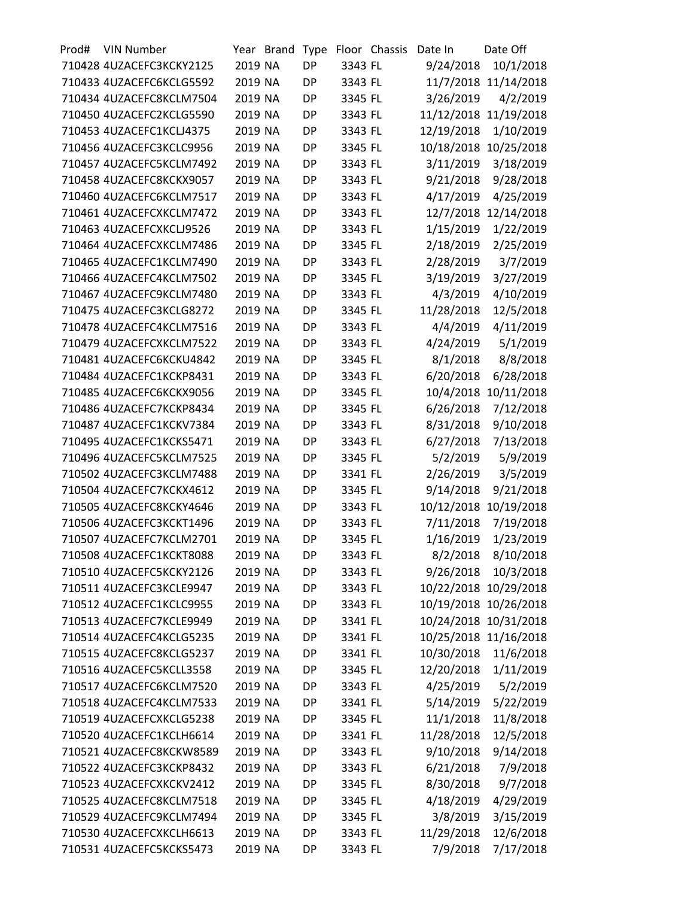| Prod# | VIN Number | Year | Brand | Type | Floor | Chassis | Date In | Date Off |
|---|---|---|---|---|---|---|---|---|
| 710428 | 4UZACEFC3KCKY2125 | 2019 | NA | DP | 3343 | FL | 9/24/2018 | 10/1/2018 |
| 710433 | 4UZACEFC6KCLG5592 | 2019 | NA | DP | 3343 | FL | 11/7/2018 | 11/14/2018 |
| 710434 | 4UZACEFC8KCLM7504 | 2019 | NA | DP | 3345 | FL | 3/26/2019 | 4/2/2019 |
| 710450 | 4UZACEFC2KCLG5590 | 2019 | NA | DP | 3343 | FL | 11/12/2018 | 11/19/2018 |
| 710453 | 4UZACEFC1KCLJ4375 | 2019 | NA | DP | 3343 | FL | 12/19/2018 | 1/10/2019 |
| 710456 | 4UZACEFC3KCLC9956 | 2019 | NA | DP | 3345 | FL | 10/18/2018 | 10/25/2018 |
| 710457 | 4UZACEFC5KCLM7492 | 2019 | NA | DP | 3343 | FL | 3/11/2019 | 3/18/2019 |
| 710458 | 4UZACEFC8KCKX9057 | 2019 | NA | DP | 3343 | FL | 9/21/2018 | 9/28/2018 |
| 710460 | 4UZACEFC6KCLM7517 | 2019 | NA | DP | 3343 | FL | 4/17/2019 | 4/25/2019 |
| 710461 | 4UZACEFCXKCLM7472 | 2019 | NA | DP | 3343 | FL | 12/7/2018 | 12/14/2018 |
| 710463 | 4UZACEFCXKCLJ9526 | 2019 | NA | DP | 3343 | FL | 1/15/2019 | 1/22/2019 |
| 710464 | 4UZACEFCXKCLM7486 | 2019 | NA | DP | 3345 | FL | 2/18/2019 | 2/25/2019 |
| 710465 | 4UZACEFC1KCLM7490 | 2019 | NA | DP | 3343 | FL | 2/28/2019 | 3/7/2019 |
| 710466 | 4UZACEFC4KCLM7502 | 2019 | NA | DP | 3345 | FL | 3/19/2019 | 3/27/2019 |
| 710467 | 4UZACEFC9KCLM7480 | 2019 | NA | DP | 3343 | FL | 4/3/2019 | 4/10/2019 |
| 710475 | 4UZACEFC3KCLG8272 | 2019 | NA | DP | 3345 | FL | 11/28/2018 | 12/5/2018 |
| 710478 | 4UZACEFC4KCLM7516 | 2019 | NA | DP | 3343 | FL | 4/4/2019 | 4/11/2019 |
| 710479 | 4UZACEFCXKCLM7522 | 2019 | NA | DP | 3343 | FL | 4/24/2019 | 5/1/2019 |
| 710481 | 4UZACEFC6KCKU4842 | 2019 | NA | DP | 3345 | FL | 8/1/2018 | 8/8/2018 |
| 710484 | 4UZACEFC1KCKP8431 | 2019 | NA | DP | 3343 | FL | 6/20/2018 | 6/28/2018 |
| 710485 | 4UZACEFC6KCKX9056 | 2019 | NA | DP | 3345 | FL | 10/4/2018 | 10/11/2018 |
| 710486 | 4UZACEFC7KCKP8434 | 2019 | NA | DP | 3345 | FL | 6/26/2018 | 7/12/2018 |
| 710487 | 4UZACEFC1KCKV7384 | 2019 | NA | DP | 3343 | FL | 8/31/2018 | 9/10/2018 |
| 710495 | 4UZACEFC1KCKS5471 | 2019 | NA | DP | 3343 | FL | 6/27/2018 | 7/13/2018 |
| 710496 | 4UZACEFC5KCLM7525 | 2019 | NA | DP | 3345 | FL | 5/2/2019 | 5/9/2019 |
| 710502 | 4UZACEFC3KCLM7488 | 2019 | NA | DP | 3341 | FL | 2/26/2019 | 3/5/2019 |
| 710504 | 4UZACEFC7KCKX4612 | 2019 | NA | DP | 3345 | FL | 9/14/2018 | 9/21/2018 |
| 710505 | 4UZACEFC8KCKY4646 | 2019 | NA | DP | 3343 | FL | 10/12/2018 | 10/19/2018 |
| 710506 | 4UZACEFC3KCKT1496 | 2019 | NA | DP | 3343 | FL | 7/11/2018 | 7/19/2018 |
| 710507 | 4UZACEFC7KCLM2701 | 2019 | NA | DP | 3345 | FL | 1/16/2019 | 1/23/2019 |
| 710508 | 4UZACEFC1KCKT8088 | 2019 | NA | DP | 3343 | FL | 8/2/2018 | 8/10/2018 |
| 710510 | 4UZACEFC5KCKY2126 | 2019 | NA | DP | 3343 | FL | 9/26/2018 | 10/3/2018 |
| 710511 | 4UZACEFC3KCLE9947 | 2019 | NA | DP | 3343 | FL | 10/22/2018 | 10/29/2018 |
| 710512 | 4UZACEFC1KCLC9955 | 2019 | NA | DP | 3343 | FL | 10/19/2018 | 10/26/2018 |
| 710513 | 4UZACEFC7KCLE9949 | 2019 | NA | DP | 3341 | FL | 10/24/2018 | 10/31/2018 |
| 710514 | 4UZACEFC4KCLG5235 | 2019 | NA | DP | 3341 | FL | 10/25/2018 | 11/16/2018 |
| 710515 | 4UZACEFC8KCLG5237 | 2019 | NA | DP | 3341 | FL | 10/30/2018 | 11/6/2018 |
| 710516 | 4UZACEFC5KCLL3558 | 2019 | NA | DP | 3345 | FL | 12/20/2018 | 1/11/2019 |
| 710517 | 4UZACEFC6KCLM7520 | 2019 | NA | DP | 3343 | FL | 4/25/2019 | 5/2/2019 |
| 710518 | 4UZACEFC4KCLM7533 | 2019 | NA | DP | 3341 | FL | 5/14/2019 | 5/22/2019 |
| 710519 | 4UZACEFCXKCLG5238 | 2019 | NA | DP | 3345 | FL | 11/1/2018 | 11/8/2018 |
| 710520 | 4UZACEFC1KCLH6614 | 2019 | NA | DP | 3341 | FL | 11/28/2018 | 12/5/2018 |
| 710521 | 4UZACEFC8KCKW8589 | 2019 | NA | DP | 3343 | FL | 9/10/2018 | 9/14/2018 |
| 710522 | 4UZACEFC3KCKP8432 | 2019 | NA | DP | 3343 | FL | 6/21/2018 | 7/9/2018 |
| 710523 | 4UZACEFCXKCKV2412 | 2019 | NA | DP | 3345 | FL | 8/30/2018 | 9/7/2018 |
| 710525 | 4UZACEFC8KCLM7518 | 2019 | NA | DP | 3345 | FL | 4/18/2019 | 4/29/2019 |
| 710529 | 4UZACEFC9KCLM7494 | 2019 | NA | DP | 3345 | FL | 3/8/2019 | 3/15/2019 |
| 710530 | 4UZACEFCXKCLH6613 | 2019 | NA | DP | 3343 | FL | 11/29/2018 | 12/6/2018 |
| 710531 | 4UZACEFC5KCKS5473 | 2019 | NA | DP | 3343 | FL | 7/9/2018 | 7/17/2018 |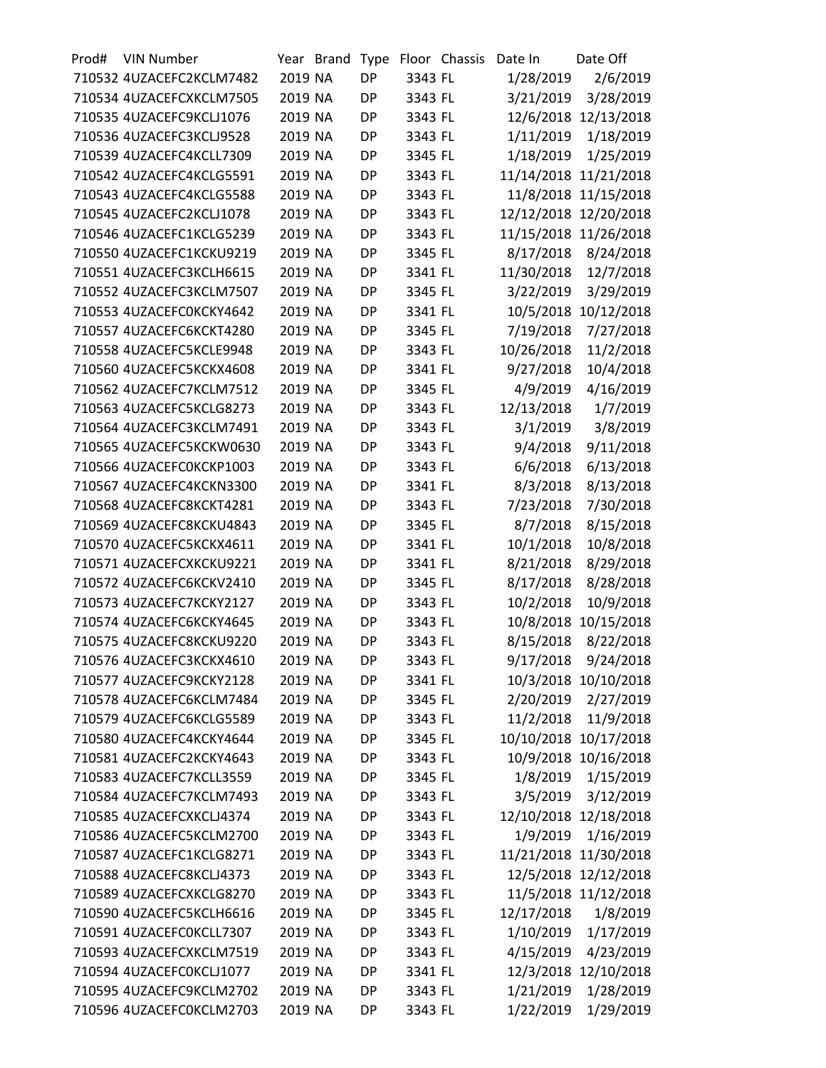| Prod# | VIN Number | Year | Brand | Type | Floor | Chassis | Date In | Date Off |
|---|---|---|---|---|---|---|---|---|
| 710532 | 4UZACEFC2KCLM7482 | 2019 | NA | DP | 3343 | FL | 1/28/2019 | 2/6/2019 |
| 710534 | 4UZACEFCXKCLM7505 | 2019 | NA | DP | 3343 | FL | 3/21/2019 | 3/28/2019 |
| 710535 | 4UZACEFC9KCLJ1076 | 2019 | NA | DP | 3343 | FL | 12/6/2018 | 12/13/2018 |
| 710536 | 4UZACEFC3KCLJ9528 | 2019 | NA | DP | 3343 | FL | 1/11/2019 | 1/18/2019 |
| 710539 | 4UZACEFC4KCLL7309 | 2019 | NA | DP | 3345 | FL | 1/18/2019 | 1/25/2019 |
| 710542 | 4UZACEFC4KCLG5591 | 2019 | NA | DP | 3343 | FL | 11/14/2018 | 11/21/2018 |
| 710543 | 4UZACEFC4KCLG5588 | 2019 | NA | DP | 3343 | FL | 11/8/2018 | 11/15/2018 |
| 710545 | 4UZACEFC2KCLJ1078 | 2019 | NA | DP | 3343 | FL | 12/12/2018 | 12/20/2018 |
| 710546 | 4UZACEFC1KCLG5239 | 2019 | NA | DP | 3343 | FL | 11/15/2018 | 11/26/2018 |
| 710550 | 4UZACEFC1KCKU9219 | 2019 | NA | DP | 3345 | FL | 8/17/2018 | 8/24/2018 |
| 710551 | 4UZACEFC3KCLH6615 | 2019 | NA | DP | 3341 | FL | 11/30/2018 | 12/7/2018 |
| 710552 | 4UZACEFC3KCLM7507 | 2019 | NA | DP | 3345 | FL | 3/22/2019 | 3/29/2019 |
| 710553 | 4UZACEFC0KCKY4642 | 2019 | NA | DP | 3341 | FL | 10/5/2018 | 10/12/2018 |
| 710557 | 4UZACEFC6KCKT4280 | 2019 | NA | DP | 3345 | FL | 7/19/2018 | 7/27/2018 |
| 710558 | 4UZACEFC5KCLE9948 | 2019 | NA | DP | 3343 | FL | 10/26/2018 | 11/2/2018 |
| 710560 | 4UZACEFC5KCKX4608 | 2019 | NA | DP | 3341 | FL | 9/27/2018 | 10/4/2018 |
| 710562 | 4UZACEFC7KCLM7512 | 2019 | NA | DP | 3345 | FL | 4/9/2019 | 4/16/2019 |
| 710563 | 4UZACEFC5KCLG8273 | 2019 | NA | DP | 3343 | FL | 12/13/2018 | 1/7/2019 |
| 710564 | 4UZACEFC3KCLM7491 | 2019 | NA | DP | 3343 | FL | 3/1/2019 | 3/8/2019 |
| 710565 | 4UZACEFC5KCKW0630 | 2019 | NA | DP | 3343 | FL | 9/4/2018 | 9/11/2018 |
| 710566 | 4UZACEFC0KCKP1003 | 2019 | NA | DP | 3343 | FL | 6/6/2018 | 6/13/2018 |
| 710567 | 4UZACEFC4KCKN3300 | 2019 | NA | DP | 3341 | FL | 8/3/2018 | 8/13/2018 |
| 710568 | 4UZACEFC8KCKT4281 | 2019 | NA | DP | 3343 | FL | 7/23/2018 | 7/30/2018 |
| 710569 | 4UZACEFC8KCKU4843 | 2019 | NA | DP | 3345 | FL | 8/7/2018 | 8/15/2018 |
| 710570 | 4UZACEFC5KCKX4611 | 2019 | NA | DP | 3341 | FL | 10/1/2018 | 10/8/2018 |
| 710571 | 4UZACEFCXKCKU9221 | 2019 | NA | DP | 3341 | FL | 8/21/2018 | 8/29/2018 |
| 710572 | 4UZACEFC6KCKV2410 | 2019 | NA | DP | 3345 | FL | 8/17/2018 | 8/28/2018 |
| 710573 | 4UZACEFC7KCKY2127 | 2019 | NA | DP | 3343 | FL | 10/2/2018 | 10/9/2018 |
| 710574 | 4UZACEFC6KCKY4645 | 2019 | NA | DP | 3343 | FL | 10/8/2018 | 10/15/2018 |
| 710575 | 4UZACEFC8KCKU9220 | 2019 | NA | DP | 3343 | FL | 8/15/2018 | 8/22/2018 |
| 710576 | 4UZACEFC3KCKX4610 | 2019 | NA | DP | 3343 | FL | 9/17/2018 | 9/24/2018 |
| 710577 | 4UZACEFC9KCKY2128 | 2019 | NA | DP | 3341 | FL | 10/3/2018 | 10/10/2018 |
| 710578 | 4UZACEFC6KCLM7484 | 2019 | NA | DP | 3345 | FL | 2/20/2019 | 2/27/2019 |
| 710579 | 4UZACEFC6KCLG5589 | 2019 | NA | DP | 3343 | FL | 11/2/2018 | 11/9/2018 |
| 710580 | 4UZACEFC4KCKY4644 | 2019 | NA | DP | 3345 | FL | 10/10/2018 | 10/17/2018 |
| 710581 | 4UZACEFC2KCKY4643 | 2019 | NA | DP | 3343 | FL | 10/9/2018 | 10/16/2018 |
| 710583 | 4UZACEFC7KCLL3559 | 2019 | NA | DP | 3345 | FL | 1/8/2019 | 1/15/2019 |
| 710584 | 4UZACEFC7KCLM7493 | 2019 | NA | DP | 3343 | FL | 3/5/2019 | 3/12/2019 |
| 710585 | 4UZACEFCXKCLJ4374 | 2019 | NA | DP | 3343 | FL | 12/10/2018 | 12/18/2018 |
| 710586 | 4UZACEFC5KCLM2700 | 2019 | NA | DP | 3343 | FL | 1/9/2019 | 1/16/2019 |
| 710587 | 4UZACEFC1KCLG8271 | 2019 | NA | DP | 3343 | FL | 11/21/2018 | 11/30/2018 |
| 710588 | 4UZACEFC8KCLJ4373 | 2019 | NA | DP | 3343 | FL | 12/5/2018 | 12/12/2018 |
| 710589 | 4UZACEFCXKCLG8270 | 2019 | NA | DP | 3343 | FL | 11/5/2018 | 11/12/2018 |
| 710590 | 4UZACEFC5KCLH6616 | 2019 | NA | DP | 3345 | FL | 12/17/2018 | 1/8/2019 |
| 710591 | 4UZACEFC0KCLL7307 | 2019 | NA | DP | 3343 | FL | 1/10/2019 | 1/17/2019 |
| 710593 | 4UZACEFCXKCLM7519 | 2019 | NA | DP | 3343 | FL | 4/15/2019 | 4/23/2019 |
| 710594 | 4UZACEFC0KCLJ1077 | 2019 | NA | DP | 3341 | FL | 12/3/2018 | 12/10/2018 |
| 710595 | 4UZACEFC9KCLM2702 | 2019 | NA | DP | 3343 | FL | 1/21/2019 | 1/28/2019 |
| 710596 | 4UZACEFC0KCLM2703 | 2019 | NA | DP | 3343 | FL | 1/22/2019 | 1/29/2019 |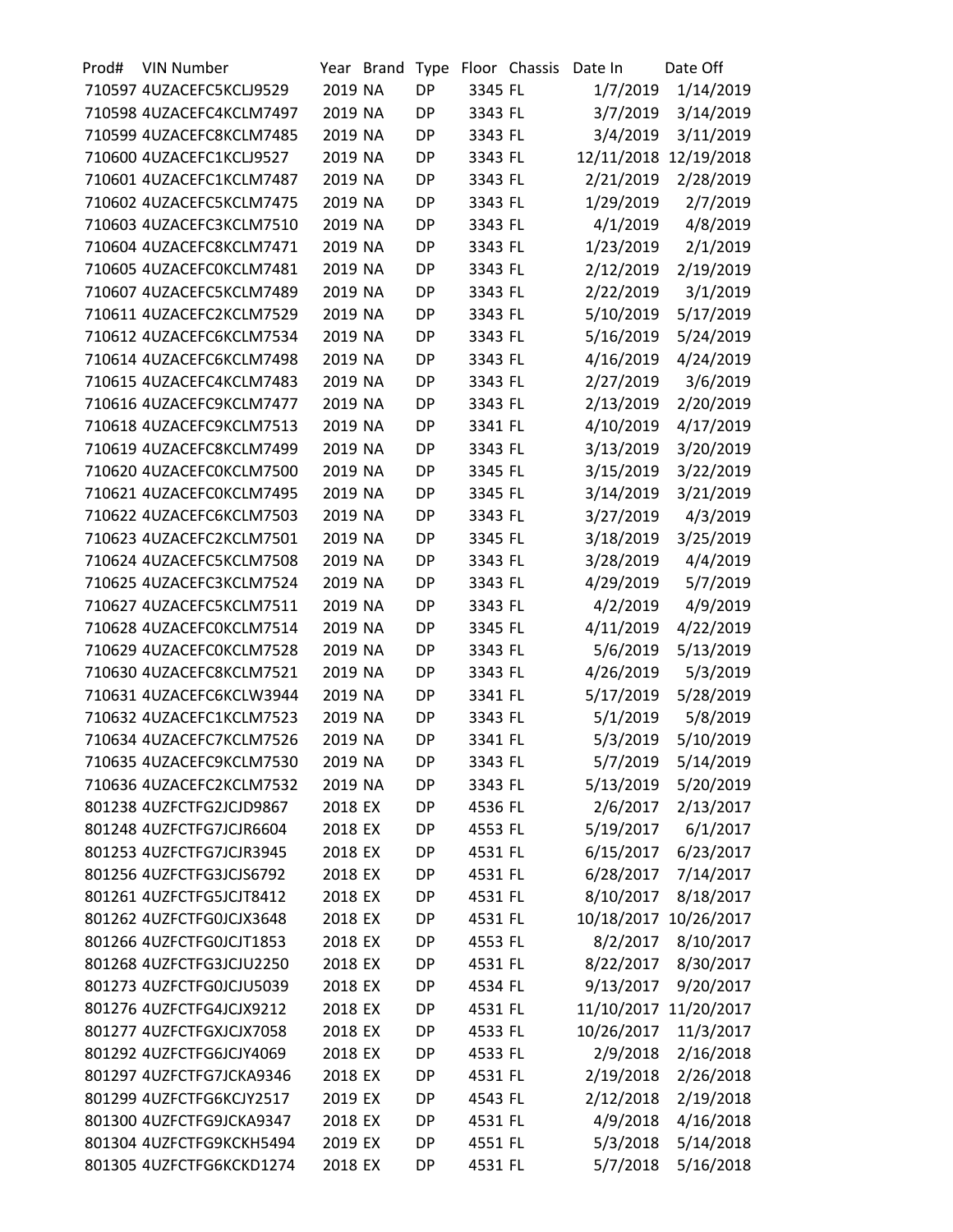| Prod# | VIN Number | Year | Brand | Type | Floor | Chassis | Date In | Date Off |
|---|---|---|---|---|---|---|---|---|
| 710597 | 4UZACEFC5KCLJ9529 | 2019 | NA | DP | 3345 | FL | 1/7/2019 | 1/14/2019 |
| 710598 | 4UZACEFC4KCLM7497 | 2019 | NA | DP | 3343 | FL | 3/7/2019 | 3/14/2019 |
| 710599 | 4UZACEFC8KCLM7485 | 2019 | NA | DP | 3343 | FL | 3/4/2019 | 3/11/2019 |
| 710600 | 4UZACEFC1KCLJ9527 | 2019 | NA | DP | 3343 | FL | 12/11/2018 | 12/19/2018 |
| 710601 | 4UZACEFC1KCLM7487 | 2019 | NA | DP | 3343 | FL | 2/21/2019 | 2/28/2019 |
| 710602 | 4UZACEFC5KCLM7475 | 2019 | NA | DP | 3343 | FL | 1/29/2019 | 2/7/2019 |
| 710603 | 4UZACEFC3KCLM7510 | 2019 | NA | DP | 3343 | FL | 4/1/2019 | 4/8/2019 |
| 710604 | 4UZACEFC8KCLM7471 | 2019 | NA | DP | 3343 | FL | 1/23/2019 | 2/1/2019 |
| 710605 | 4UZACEFC0KCLM7481 | 2019 | NA | DP | 3343 | FL | 2/12/2019 | 2/19/2019 |
| 710607 | 4UZACEFC5KCLM7489 | 2019 | NA | DP | 3343 | FL | 2/22/2019 | 3/1/2019 |
| 710611 | 4UZACEFC2KCLM7529 | 2019 | NA | DP | 3343 | FL | 5/10/2019 | 5/17/2019 |
| 710612 | 4UZACEFC6KCLM7534 | 2019 | NA | DP | 3343 | FL | 5/16/2019 | 5/24/2019 |
| 710614 | 4UZACEFC6KCLM7498 | 2019 | NA | DP | 3343 | FL | 4/16/2019 | 4/24/2019 |
| 710615 | 4UZACEFC4KCLM7483 | 2019 | NA | DP | 3343 | FL | 2/27/2019 | 3/6/2019 |
| 710616 | 4UZACEFC9KCLM7477 | 2019 | NA | DP | 3343 | FL | 2/13/2019 | 2/20/2019 |
| 710618 | 4UZACEFC9KCLM7513 | 2019 | NA | DP | 3341 | FL | 4/10/2019 | 4/17/2019 |
| 710619 | 4UZACEFC8KCLM7499 | 2019 | NA | DP | 3343 | FL | 3/13/2019 | 3/20/2019 |
| 710620 | 4UZACEFC0KCLM7500 | 2019 | NA | DP | 3345 | FL | 3/15/2019 | 3/22/2019 |
| 710621 | 4UZACEFC0KCLM7495 | 2019 | NA | DP | 3345 | FL | 3/14/2019 | 3/21/2019 |
| 710622 | 4UZACEFC6KCLM7503 | 2019 | NA | DP | 3343 | FL | 3/27/2019 | 4/3/2019 |
| 710623 | 4UZACEFC2KCLM7501 | 2019 | NA | DP | 3345 | FL | 3/18/2019 | 3/25/2019 |
| 710624 | 4UZACEFC5KCLM7508 | 2019 | NA | DP | 3343 | FL | 3/28/2019 | 4/4/2019 |
| 710625 | 4UZACEFC3KCLM7524 | 2019 | NA | DP | 3343 | FL | 4/29/2019 | 5/7/2019 |
| 710627 | 4UZACEFC5KCLM7511 | 2019 | NA | DP | 3343 | FL | 4/2/2019 | 4/9/2019 |
| 710628 | 4UZACEFC0KCLM7514 | 2019 | NA | DP | 3345 | FL | 4/11/2019 | 4/22/2019 |
| 710629 | 4UZACEFC0KCLM7528 | 2019 | NA | DP | 3343 | FL | 5/6/2019 | 5/13/2019 |
| 710630 | 4UZACEFC8KCLM7521 | 2019 | NA | DP | 3343 | FL | 4/26/2019 | 5/3/2019 |
| 710631 | 4UZACEFC6KCLW3944 | 2019 | NA | DP | 3341 | FL | 5/17/2019 | 5/28/2019 |
| 710632 | 4UZACEFC1KCLM7523 | 2019 | NA | DP | 3343 | FL | 5/1/2019 | 5/8/2019 |
| 710634 | 4UZACEFC7KCLM7526 | 2019 | NA | DP | 3341 | FL | 5/3/2019 | 5/10/2019 |
| 710635 | 4UZACEFC9KCLM7530 | 2019 | NA | DP | 3343 | FL | 5/7/2019 | 5/14/2019 |
| 710636 | 4UZACEFC2KCLM7532 | 2019 | NA | DP | 3343 | FL | 5/13/2019 | 5/20/2019 |
| 801238 | 4UZFCTFG2JCJD9867 | 2018 | EX | DP | 4536 | FL | 2/6/2017 | 2/13/2017 |
| 801248 | 4UZFCTFG7JCJR6604 | 2018 | EX | DP | 4553 | FL | 5/19/2017 | 6/1/2017 |
| 801253 | 4UZFCTFG7JCJR3945 | 2018 | EX | DP | 4531 | FL | 6/15/2017 | 6/23/2017 |
| 801256 | 4UZFCTFG3JCJS6792 | 2018 | EX | DP | 4531 | FL | 6/28/2017 | 7/14/2017 |
| 801261 | 4UZFCTFG5JCJT8412 | 2018 | EX | DP | 4531 | FL | 8/10/2017 | 8/18/2017 |
| 801262 | 4UZFCTFG0JCJX3648 | 2018 | EX | DP | 4531 | FL | 10/18/2017 | 10/26/2017 |
| 801266 | 4UZFCTFG0JCJT1853 | 2018 | EX | DP | 4553 | FL | 8/2/2017 | 8/10/2017 |
| 801268 | 4UZFCTFG3JCJU2250 | 2018 | EX | DP | 4531 | FL | 8/22/2017 | 8/30/2017 |
| 801273 | 4UZFCTFG0JCJU5039 | 2018 | EX | DP | 4534 | FL | 9/13/2017 | 9/20/2017 |
| 801276 | 4UZFCTFG4JCJX9212 | 2018 | EX | DP | 4531 | FL | 11/10/2017 | 11/20/2017 |
| 801277 | 4UZFCTFGXJCJX7058 | 2018 | EX | DP | 4533 | FL | 10/26/2017 | 11/3/2017 |
| 801292 | 4UZFCTFG6JCJY4069 | 2018 | EX | DP | 4533 | FL | 2/9/2018 | 2/16/2018 |
| 801297 | 4UZFCTFG7JCKA9346 | 2018 | EX | DP | 4531 | FL | 2/19/2018 | 2/26/2018 |
| 801299 | 4UZFCTFG6KCJY2517 | 2019 | EX | DP | 4543 | FL | 2/12/2018 | 2/19/2018 |
| 801300 | 4UZFCTFG9JCKA9347 | 2018 | EX | DP | 4531 | FL | 4/9/2018 | 4/16/2018 |
| 801304 | 4UZFCTFG9KCKH5494 | 2019 | EX | DP | 4551 | FL | 5/3/2018 | 5/14/2018 |
| 801305 | 4UZFCTFG6KCKD1274 | 2018 | EX | DP | 4531 | FL | 5/7/2018 | 5/16/2018 |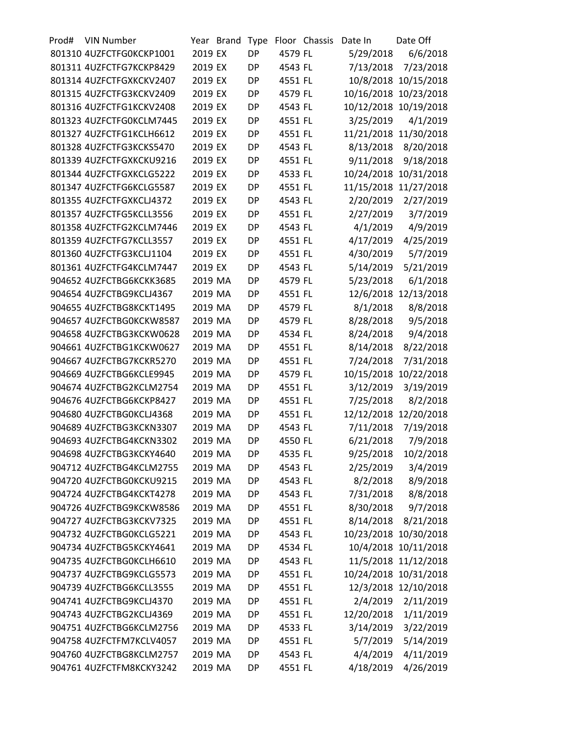| Prod# | VIN Number | Year | Brand | Type | Floor | Chassis | Date In | Date Off |
|---|---|---|---|---|---|---|---|---|
| 801310 | 4UZFCTFG0KCKP1001 | 2019 | EX | DP | 4579 | FL | 5/29/2018 | 6/6/2018 |
| 801311 | 4UZFCTFG7KCKP8429 | 2019 | EX | DP | 4543 | FL | 7/13/2018 | 7/23/2018 |
| 801314 | 4UZFCTFGXKCKV2407 | 2019 | EX | DP | 4551 | FL | 10/8/2018 | 10/15/2018 |
| 801315 | 4UZFCTFG3KCKV2409 | 2019 | EX | DP | 4579 | FL | 10/16/2018 | 10/23/2018 |
| 801316 | 4UZFCTFG1KCKV2408 | 2019 | EX | DP | 4543 | FL | 10/12/2018 | 10/19/2018 |
| 801323 | 4UZFCTFG0KCLM7445 | 2019 | EX | DP | 4551 | FL | 3/25/2019 | 4/1/2019 |
| 801327 | 4UZFCTFG1KCLH6612 | 2019 | EX | DP | 4551 | FL | 11/21/2018 | 11/30/2018 |
| 801328 | 4UZFCTFG3KCKS5470 | 2019 | EX | DP | 4543 | FL | 8/13/2018 | 8/20/2018 |
| 801339 | 4UZFCTFGXKCKU9216 | 2019 | EX | DP | 4551 | FL | 9/11/2018 | 9/18/2018 |
| 801344 | 4UZFCTFGXKCLG5222 | 2019 | EX | DP | 4533 | FL | 10/24/2018 | 10/31/2018 |
| 801347 | 4UZFCTFG6KCLG5587 | 2019 | EX | DP | 4551 | FL | 11/15/2018 | 11/27/2018 |
| 801355 | 4UZFCTFGXKCLJ4372 | 2019 | EX | DP | 4543 | FL | 2/20/2019 | 2/27/2019 |
| 801357 | 4UZFCTFG5KCLL3556 | 2019 | EX | DP | 4551 | FL | 2/27/2019 | 3/7/2019 |
| 801358 | 4UZFCTFG2KCLM7446 | 2019 | EX | DP | 4543 | FL | 4/1/2019 | 4/9/2019 |
| 801359 | 4UZFCTFG7KCLL3557 | 2019 | EX | DP | 4551 | FL | 4/17/2019 | 4/25/2019 |
| 801360 | 4UZFCTFG3KCLJ1104 | 2019 | EX | DP | 4551 | FL | 4/30/2019 | 5/7/2019 |
| 801361 | 4UZFCTFG4KCLM7447 | 2019 | EX | DP | 4543 | FL | 5/14/2019 | 5/21/2019 |
| 904652 | 4UZFCTBG6KCKK3685 | 2019 | MA | DP | 4579 | FL | 5/23/2018 | 6/1/2018 |
| 904654 | 4UZFCTBG9KCLJ4367 | 2019 | MA | DP | 4551 | FL | 12/6/2018 | 12/13/2018 |
| 904655 | 4UZFCTBG8KCKT1495 | 2019 | MA | DP | 4579 | FL | 8/1/2018 | 8/8/2018 |
| 904657 | 4UZFCTBG0KCKW8587 | 2019 | MA | DP | 4579 | FL | 8/28/2018 | 9/5/2018 |
| 904658 | 4UZFCTBG3KCKW0628 | 2019 | MA | DP | 4534 | FL | 8/24/2018 | 9/4/2018 |
| 904661 | 4UZFCTBG1KCKW0627 | 2019 | MA | DP | 4551 | FL | 8/14/2018 | 8/22/2018 |
| 904667 | 4UZFCTBG7KCKR5270 | 2019 | MA | DP | 4551 | FL | 7/24/2018 | 7/31/2018 |
| 904669 | 4UZFCTBG6KCLE9945 | 2019 | MA | DP | 4579 | FL | 10/15/2018 | 10/22/2018 |
| 904674 | 4UZFCTBG2KCLM2754 | 2019 | MA | DP | 4551 | FL | 3/12/2019 | 3/19/2019 |
| 904676 | 4UZFCTBG6KCKP8427 | 2019 | MA | DP | 4551 | FL | 7/25/2018 | 8/2/2018 |
| 904680 | 4UZFCTBG0KCLJ4368 | 2019 | MA | DP | 4551 | FL | 12/12/2018 | 12/20/2018 |
| 904689 | 4UZFCTBG3KCKN3307 | 2019 | MA | DP | 4543 | FL | 7/11/2018 | 7/19/2018 |
| 904693 | 4UZFCTBG4KCKN3302 | 2019 | MA | DP | 4550 | FL | 6/21/2018 | 7/9/2018 |
| 904698 | 4UZFCTBG3KCKY4640 | 2019 | MA | DP | 4535 | FL | 9/25/2018 | 10/2/2018 |
| 904712 | 4UZFCTBG4KCLM2755 | 2019 | MA | DP | 4543 | FL | 2/25/2019 | 3/4/2019 |
| 904720 | 4UZFCTBG0KCKU9215 | 2019 | MA | DP | 4543 | FL | 8/2/2018 | 8/9/2018 |
| 904724 | 4UZFCTBG4KCKT4278 | 2019 | MA | DP | 4543 | FL | 7/31/2018 | 8/8/2018 |
| 904726 | 4UZFCTBG9KCKW8586 | 2019 | MA | DP | 4551 | FL | 8/30/2018 | 9/7/2018 |
| 904727 | 4UZFCTBG3KCKV7325 | 2019 | MA | DP | 4551 | FL | 8/14/2018 | 8/21/2018 |
| 904732 | 4UZFCTBG0KCLG5221 | 2019 | MA | DP | 4543 | FL | 10/23/2018 | 10/30/2018 |
| 904734 | 4UZFCTBG5KCKY4641 | 2019 | MA | DP | 4534 | FL | 10/4/2018 | 10/11/2018 |
| 904735 | 4UZFCTBG0KCLH6610 | 2019 | MA | DP | 4543 | FL | 11/5/2018 | 11/12/2018 |
| 904737 | 4UZFCTBG9KCLG5573 | 2019 | MA | DP | 4551 | FL | 10/24/2018 | 10/31/2018 |
| 904739 | 4UZFCTBG6KCLL3555 | 2019 | MA | DP | 4551 | FL | 12/3/2018 | 12/10/2018 |
| 904741 | 4UZFCTBG9KCLJ4370 | 2019 | MA | DP | 4551 | FL | 2/4/2019 | 2/11/2019 |
| 904743 | 4UZFCTBG2KCLJ4369 | 2019 | MA | DP | 4551 | FL | 12/20/2018 | 1/11/2019 |
| 904751 | 4UZFCTBG6KCLM2756 | 2019 | MA | DP | 4533 | FL | 3/14/2019 | 3/22/2019 |
| 904758 | 4UZFCTFM7KCLV4057 | 2019 | MA | DP | 4551 | FL | 5/7/2019 | 5/14/2019 |
| 904760 | 4UZFCTBG8KCLM2757 | 2019 | MA | DP | 4543 | FL | 4/4/2019 | 4/11/2019 |
| 904761 | 4UZFCTFM8KCKY3242 | 2019 | MA | DP | 4551 | FL | 4/18/2019 | 4/26/2019 |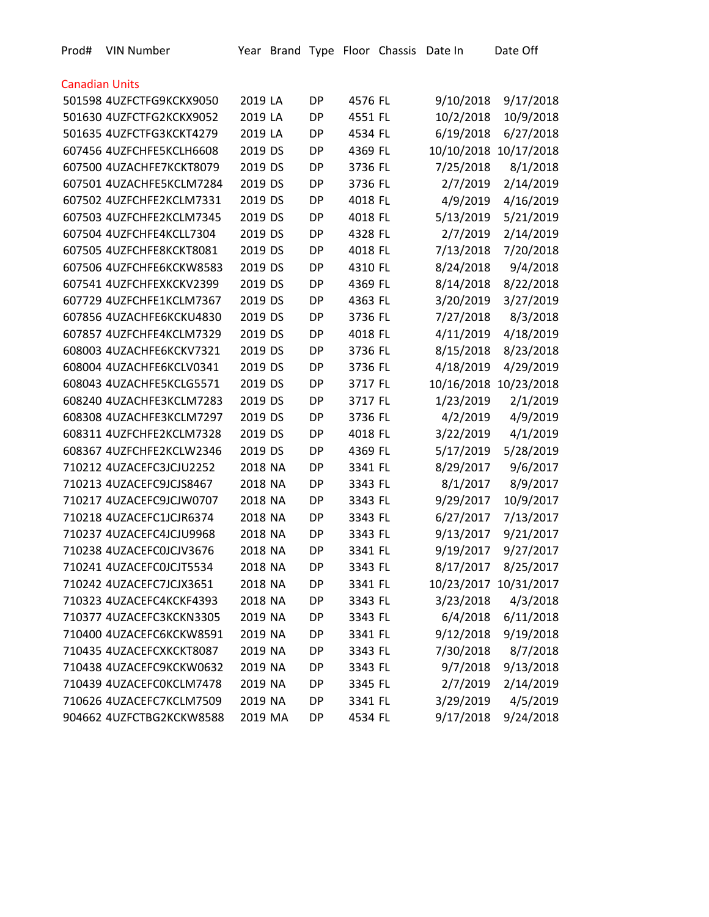| Prod# | VIN Number | Year | Brand | Type | Floor | Chassis | Date In | Date Off |
|---|---|---|---|---|---|---|---|---|
| Canadian Units | | | | | | | | |
| 501598 | 4UZFCTFG9KCKX9050 | 2019 | LA | DP | 4576 | FL | 9/10/2018 | 9/17/2018 |
| 501630 | 4UZFCTFG2KCKX9052 | 2019 | LA | DP | 4551 | FL | 10/2/2018 | 10/9/2018 |
| 501635 | 4UZFCTFG3KCKT4279 | 2019 | LA | DP | 4534 | FL | 6/19/2018 | 6/27/2018 |
| 607456 | 4UZFCHFE5KCLH6608 | 2019 | DS | DP | 4369 | FL | 10/10/2018 | 10/17/2018 |
| 607500 | 4UZACHFE7KCKT8079 | 2019 | DS | DP | 3736 | FL | 7/25/2018 | 8/1/2018 |
| 607501 | 4UZACHFE5KCLM7284 | 2019 | DS | DP | 3736 | FL | 2/7/2019 | 2/14/2019 |
| 607502 | 4UZFCHFE2KCLM7331 | 2019 | DS | DP | 4018 | FL | 4/9/2019 | 4/16/2019 |
| 607503 | 4UZFCHFE2KCLM7345 | 2019 | DS | DP | 4018 | FL | 5/13/2019 | 5/21/2019 |
| 607504 | 4UZFCHFE4KCLL7304 | 2019 | DS | DP | 4328 | FL | 2/7/2019 | 2/14/2019 |
| 607505 | 4UZFCHFE8KCKT8081 | 2019 | DS | DP | 4018 | FL | 7/13/2018 | 7/20/2018 |
| 607506 | 4UZFCHFE6KCKW8583 | 2019 | DS | DP | 4310 | FL | 8/24/2018 | 9/4/2018 |
| 607541 | 4UZFCHFEXKCKV2399 | 2019 | DS | DP | 4369 | FL | 8/14/2018 | 8/22/2018 |
| 607729 | 4UZFCHFE1KCLM7367 | 2019 | DS | DP | 4363 | FL | 3/20/2019 | 3/27/2019 |
| 607856 | 4UZACHFE6KCKU4830 | 2019 | DS | DP | 3736 | FL | 7/27/2018 | 8/3/2018 |
| 607857 | 4UZFCHFE4KCLM7329 | 2019 | DS | DP | 4018 | FL | 4/11/2019 | 4/18/2019 |
| 608003 | 4UZACHFE6KCKV7321 | 2019 | DS | DP | 3736 | FL | 8/15/2018 | 8/23/2018 |
| 608004 | 4UZACHFE6KCLV0341 | 2019 | DS | DP | 3736 | FL | 4/18/2019 | 4/29/2019 |
| 608043 | 4UZACHFE5KCLG5571 | 2019 | DS | DP | 3717 | FL | 10/16/2018 | 10/23/2018 |
| 608240 | 4UZACHFE3KCLM7283 | 2019 | DS | DP | 3717 | FL | 1/23/2019 | 2/1/2019 |
| 608308 | 4UZACHFE3KCLM7297 | 2019 | DS | DP | 3736 | FL | 4/2/2019 | 4/9/2019 |
| 608311 | 4UZFCHFE2KCLM7328 | 2019 | DS | DP | 4018 | FL | 3/22/2019 | 4/1/2019 |
| 608367 | 4UZFCHFE2KCLW2346 | 2019 | DS | DP | 4369 | FL | 5/17/2019 | 5/28/2019 |
| 710212 | 4UZACEFC3JCJU2252 | 2018 | NA | DP | 3341 | FL | 8/29/2017 | 9/6/2017 |
| 710213 | 4UZACEFC9JCJS8467 | 2018 | NA | DP | 3343 | FL | 8/1/2017 | 8/9/2017 |
| 710217 | 4UZACEFC9JCJW0707 | 2018 | NA | DP | 3343 | FL | 9/29/2017 | 10/9/2017 |
| 710218 | 4UZACEFC1JCJR6374 | 2018 | NA | DP | 3343 | FL | 6/27/2017 | 7/13/2017 |
| 710237 | 4UZACEFC4JCJU9968 | 2018 | NA | DP | 3343 | FL | 9/13/2017 | 9/21/2017 |
| 710238 | 4UZACEFC0JCJV3676 | 2018 | NA | DP | 3341 | FL | 9/19/2017 | 9/27/2017 |
| 710241 | 4UZACEFC0JCJT5534 | 2018 | NA | DP | 3343 | FL | 8/17/2017 | 8/25/2017 |
| 710242 | 4UZACEFC7JCJX3651 | 2018 | NA | DP | 3341 | FL | 10/23/2017 | 10/31/2017 |
| 710323 | 4UZACEFC4KCKF4393 | 2018 | NA | DP | 3343 | FL | 3/23/2018 | 4/3/2018 |
| 710377 | 4UZACEFC3KCKN3305 | 2019 | NA | DP | 3343 | FL | 6/4/2018 | 6/11/2018 |
| 710400 | 4UZACEFC6KCKW8591 | 2019 | NA | DP | 3341 | FL | 9/12/2018 | 9/19/2018 |
| 710435 | 4UZACEFCXKCKT8087 | 2019 | NA | DP | 3343 | FL | 7/30/2018 | 8/7/2018 |
| 710438 | 4UZACEFC9KCKW0632 | 2019 | NA | DP | 3343 | FL | 9/7/2018 | 9/13/2018 |
| 710439 | 4UZACEFC0KCLM7478 | 2019 | NA | DP | 3345 | FL | 2/7/2019 | 2/14/2019 |
| 710626 | 4UZACEFC7KCLM7509 | 2019 | NA | DP | 3341 | FL | 3/29/2019 | 4/5/2019 |
| 904662 | 4UZFCTBG2KCKW8588 | 2019 | MA | DP | 4534 | FL | 9/17/2018 | 9/24/2018 |